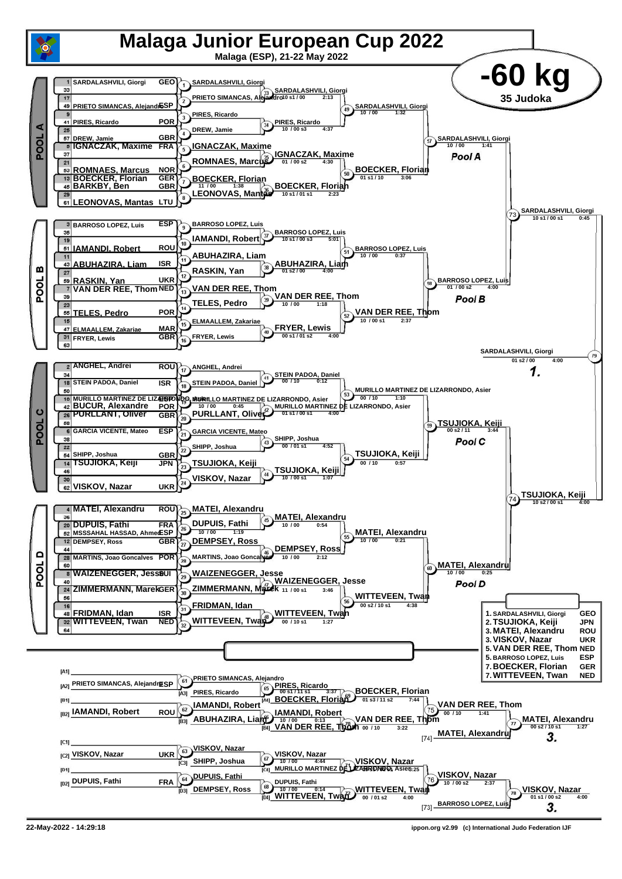# Malaga Junior European Cup 2022

**Malaga (ESP), 21-22 May 2022**

## -60 kg

**35 Judoka**

### POOL A

| Seed | Name | Nation |
|---|---|---|
| 1 | SARDALASHVILI, Giorgi | GEO |
| 33 | | |
| 17 | | |
| 49 | PRIETO SIMANCAS, Alejandro | ESP |
| 9 | | |
| 41 | PIRES, Ricardo | POR |
| 25 | | |
| 57 | DREW, Jamie | GBR |
| 5 | IGNACZAK, Maxime | FRA |
| 37 | | |
| 21 | | |
| 53 | ROMNAES, Marcus | NOR |
| 13 | BOECKER, Florian | GER |
| 45 | BARKBY, Ben | GBR |
| 29 | | |
| 61 | LEONOVAS, Mantas | LTU |

| Contest | Winner | Score | Time |
|---|---|---|---|
| 1 | SARDALASHVILI, Giorgi | | |
| 2 | PRIETO SIMANCAS, Alejandro | | |
| 3 | PIRES, Ricardo | | |
| 4 | DREW, Jamie | | |
| 5 | IGNACZAK, Maxime | | |
| 6 | ROMNAES, Marcus | | |
| 7 | BOECKER, Florian | 11 / 00 | 1:38 |
| 8 | LEONOVAS, Mantas | | |
| 33 | SARDALASHVILI, Giorgi | 10 s1 / 00 | 2:13 |
| 34 | PIRES, Ricardo | 10 / 00 s3 | 4:37 |
| 35 | IGNACZAK, Maxime | 01 / 00 s2 | 4:30 |
| 36 | BOECKER, Florian | 10 s1 / 01 s1 | 2:23 |
| 49 | SARDALASHVILI, Giorgi | 10 / 00 | 1:32 |
| 50 | BOECKER, Florian | 01 s1 / 10 | 3:06 |
| 57 | SARDALASHVILI, Giorgi | 10 / 00 | 1:41 |

**Pool A**

### POOL B

| Seed | Name | Nation |
|---|---|---|
| 3 | BARROSO LOPEZ, Luis | ESP |
| 35 | | |
| 19 | | |
| 51 | IAMANDI, Robert | ROU |
| 11 | | |
| 43 | ABUHAZIRA, Liam | ISR |
| 27 | | |
| 59 | RASKIN, Yan | UKR |
| 7 | VAN DER REE, Thom | NED |
| 39 | | |
| 23 | | |
| 55 | TELES, Pedro | POR |
| 15 | | |
| 47 | ELMAALLEM, Zakariae | MAR |
| 31 | FRYER, Lewis | GBR |
| 63 | | |

| Contest | Winner | Score | Time |
|---|---|---|---|
| 9 | BARROSO LOPEZ, Luis | | |
| 10 | IAMANDI, Robert | | |
| 11 | ABUHAZIRA, Liam | | |
| 12 | RASKIN, Yan | | |
| 13 | VAN DER REE, Thom | | |
| 14 | TELES, Pedro | | |
| 15 | ELMAALLEM, Zakariae | | |
| 16 | FRYER, Lewis | | |
| 37 | BARROSO LOPEZ, Luis | 10 s1 / 00 s3 | 5:01 |
| 38 | ABUHAZIRA, Liam | 01 s2 / 00 | 4:00 |
| 39 | VAN DER REE, Thom | 10 / 00 | 1:18 |
| 40 | FRYER, Lewis | 00 s1 / 01 s2 | 4:00 |
| 51 | BARROSO LOPEZ, Luis | 10 / 00 | 0:37 |
| 52 | VAN DER REE, Thom | 10 / 00 s1 | 2:37 |
| 58 | BARROSO LOPEZ, Luis | 01 / 00 s2 | 4:00 |

**Pool B**

### POOL C

| Seed | Name | Nation |
|---|---|---|
| 2 | ANGHEL, Andrei | ROU |
| 34 | | |
| 18 | STEIN PADOA, Daniel | ISR |
| 50 | | |
| 10 | MURILLO MARTINEZ DE LIZARRONDO, Asier | ESP |
| 42 | BUCUR, Alexandre | POR |
| 26 | PURLLANT, Oliver | GBR |
| 58 | | |
| 6 | GARCIA VICENTE, Mateo | ESP |
| 38 | | |
| 22 | | |
| 54 | SHIPP, Joshua | GBR |
| 14 | TSUJIOKA, Keiji | JPN |
| 46 | | |
| 30 | | |
| 62 | VISKOV, Nazar | UKR |

| Contest | Winner | Score | Time |
|---|---|---|---|
| 17 | ANGHEL, Andrei | | |
| 18 | STEIN PADOA, Daniel | | |
| 19 | MURILLO MARTINEZ DE LIZARRONDO, Asier | 10 / 00 | 0:45 |
| 20 | PURLLANT, Oliver | | |
| 21 | GARCIA VICENTE, Mateo | | |
| 22 | SHIPP, Joshua | | |
| 23 | TSUJIOKA, Keiji | | |
| 24 | VISKOV, Nazar | | |
| 41 | STEIN PADOA, Daniel | 00 / 10 | 0:12 |
| 42 | MURILLO MARTINEZ DE LIZARRONDO, Asier | 01 s1 / 00 s1 | 4:00 |
| 43 | SHIPP, Joshua | 00 / 01 s1 | 4:52 |
| 44 | TSUJIOKA, Keiji | 10 / 00 s1 | 1:07 |
| 53 | MURILLO MARTINEZ DE LIZARRONDO, Asier | 00 / 10 | 1:10 |
| 54 | TSUJIOKA, Keiji | 00 / 10 | 0:57 |
| 59 | TSUJIOKA, Keiji | 00 s2 / 11 | 3:44 |

**Pool C**

### POOL D

| Seed | Name | Nation |
|---|---|---|
| 4 | MATEI, Alexandru | ROU |
| 36 | | |
| 20 | DUPUIS, Fathi | FRA |
| 52 | MSSSAHAL HASSAD, Ahmed | ESP |
| 12 | DEMPSEY, Ross | GBR |
| 44 | | |
| 28 | MARTINS, Joao Goncalves | POR |
| 60 | | |
| 8 | WAIZENEGGER, Jesse | SUI |
| 40 | | |
| 24 | ZIMMERMANN, Marek | GER |
| 56 | | |
| 16 | | |
| 48 | FRIDMAN, Idan | ISR |
| 32 | WITTEVEEN, Twan | NED |
| 64 | | |

| Contest | Winner | Score | Time |
|---|---|---|---|
| 25 | MATEI, Alexandru | | |
| 26 | DUPUIS, Fathi | 10 / 00 | 1:19 |
| 27 | DEMPSEY, Ross | | |
| 28 | MARTINS, Joao Goncalves | | |
| 29 | WAIZENEGGER, Jesse | | |
| 30 | ZIMMERMANN, Marek | | |
| 31 | FRIDMAN, Idan | | |
| 32 | WITTEVEEN, Twan | | |
| 45 | MATEI, Alexandru | 10 / 00 | 0:54 |
| 46 | DEMPSEY, Ross | 10 / 00 | 2:12 |
| 47 | WAIZENEGGER, Jesse | 11 / 00 s1 | 3:46 |
| 48 | WITTEVEEN, Twan | 00 / 10 s1 | 1:27 |
| 55 | MATEI, Alexandru | 10 / 00 | 0:21 |
| 56 | WITTEVEEN, Twan | 00 s2 / 10 s1 | 4:38 |
| 60 | MATEI, Alexandru | 10 / 00 | 0:25 |

**Pool D**

### Semi-finals and Final

| Contest | Winner | Score | Time |
|---|---|---|---|
| 73 | SARDALASHVILI, Giorgi | 10 s1 / 00 s1 | 0:45 |
| 74 | TSUJIOKA, Keiji | 10 s2 / 00 s1 | 4:00 |
| 79 | SARDALASHVILI, Giorgi | 01 s2 / 00 | 4:00 |

**1.** SARDALASHVILI, Giorgi

### Repechage

| Slot | Name | Nation |
|---|---|---|
| [A1] | | |
| [A2] | PRIETO SIMANCAS, Alejandro | ESP |
| [B1] | | |
| [B2] | IAMANDI, Robert | ROU |
| [C1] | | |
| [C2] | VISKOV, Nazar | UKR |
| [D1] | | |
| [D2] | DUPUIS, Fathi | FRA |

| Contest | Winner | Opponent | Score | Time |
|---|---|---|---|---|
| 61 | PRIETO SIMANCAS, Alejandro | [A3] PIRES, Ricardo | | |
| 62 | IAMANDI, Robert | [B3] ABUHAZIRA, Liam | | |
| 63 | VISKOV, Nazar | [C3] SHIPP, Joshua | | |
| 64 | DUPUIS, Fathi | [D3] DEMPSEY, Ross | | |
| 65 | PIRES, Ricardo | | 00 s1 / 11 s1 | 3:37 |
| 66 | IAMANDI, Robert | | 10 / 00 | 0:13 |
| 67 | VISKOV, Nazar | | 10 / 00 | 4:44 |
| 68 | DUPUIS, Fathi | | 10 / 00 | 0:14 |
| 69 | BOECKER, Florian | [A4] BOECKER, Florian | 01 s3 / 11 s2 | 7:44 |
| 70 | VAN DER REE, Thom | [B4] VAN DER REE, Thom | 00 / 10 | 3:22 |
| 71 | VISKOV, Nazar | [C4] MURILLO MARTINEZ DE LIZARRONDO, Asier | | 3:25 |
| 72 | WITTEVEEN, Twan | [D4] WITTEVEEN, Twan | 00 / 01 s2 | 4:00 |
| 75 | VAN DER REE, Thom | | 00 / 10 | 1:41 |
| 76 | VISKOV, Nazar | | 10 / 00 s2 | 2:37 |
| 77 | MATEI, Alexandru | [74] MATEI, Alexandru | 00 s2 / 10 s1 | 1:27 |
| 78 | VISKOV, Nazar | [73] BARROSO LOPEZ, Luis | 01 s1 / 00 s2 | 4:00 |

**3.** MATEI, Alexandru

**3.** VISKOV, Nazar

### Final Results

| Place | Name | Nation |
|---|---|---|
| 1. | SARDALASHVILI, Giorgi | GEO |
| 2. | TSUJIOKA, Keiji | JPN |
| 3. | MATEI, Alexandru | ROU |
| 3. | VISKOV, Nazar | UKR |
| 5. | VAN DER REE, Thom | NED |
| 5. | BARROSO LOPEZ, Luis | ESP |
| 7. | BOECKER, Florian | GER |
| 7. | WITTEVEEN, Twan | NED |

22-May-2022 - 14:29:18

ippon.org v2.99 (c) International Judo Federation IJF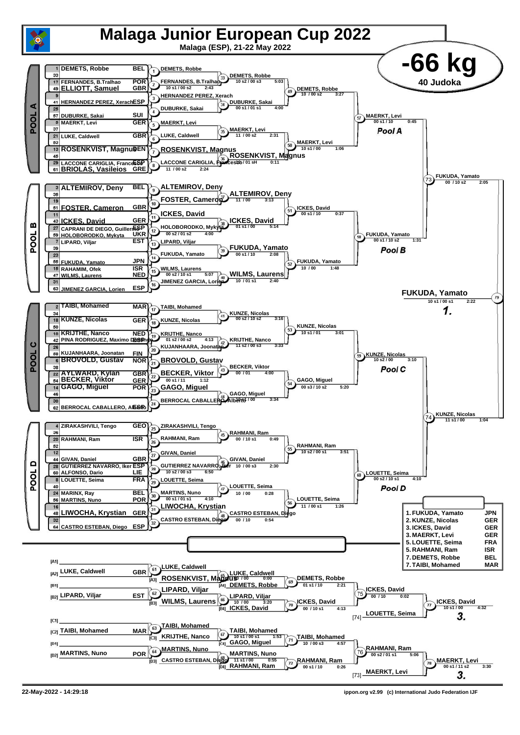# Malaga Junior European Cup 2022

**Malaga (ESP), 21-22 May 2022**

## -66 kg

40 Judoka

### POOL A

| Seed | Name | Nation |
|---|---|---|
| 1 | DEMETS, Robbe | BEL |
| 33 | | |
| 17 | FERNANDES, B.Tralhao | POR |
| 49 | ELLIOTT, Samuel | GBR |
| 9 | | |
| 41 | HERNANDEZ PEREZ, Xerach | ESP |
| 25 | | |
| 57 | DUBURKE, Sakai | SUI |
| 5 | MAERKT, Levi | GER |
| 37 | | |
| 21 | LUKE, Caldwell | GBR |
| 53 | | |
| 13 | ROSENKVIST, Magnus | DEN |
| 45 | | |
| 29 | LACCONE CARIGLIA, Francesco | ESP |
| 61 | BRIOLAS, Vasileios | GRE |

- 1: DEMETS, Robbe
- 2: FERNANDES, B.Tralhao (10 s1 / 00 s2, 2:43)
- 3: HERNANDEZ PEREZ, Xerach
- 4: DUBURKE, Sakai
- 5: MAERKT, Levi
- 6: LUKE, Caldwell
- 7: ROSENKVIST, Magnus
- 8: LACCONE CARIGLIA, Francesco (11 / 00 s2, 2:24)
- 33: DEMETS, Robbe (10 s2 / 00 s3, 5:03)
- 34: DUBURKE, Sakai (00 s1 / 01 s1, 4:00)
- 35: MAERKT, Levi (11 / 00 s2, 2:31)
- 36: ROSENKVIST, Magnus (10 / 01 sH, 0:11)
- 49: DEMETS, Robbe (10 / 00 s2, 3:27)
- 50: MAERKT, Levi (10 s1 / 00, 1:06)
- 57: MAERKT, Levi (00 s1 / 10, 0:45) — Pool A

### POOL B

| Seed | Name | Nation |
|---|---|---|
| 3 | ALTEMIROV, Deny | BEL |
| 35 | | |
| 19 | | |
| 51 | FOSTER, Cameron | GBR |
| 11 | | |
| 43 | ICKES, David | GER |
| 27 | CAPRANI DE DIEGO, Guillermo | ESP |
| 59 | HOLOBORODKO, Mykyta | UKR |
| 7 | LIPARD, Viljar | EST |
| 39 | | |
| 23 | | |
| 55 | FUKUDA, Yamato | JPN |
| 15 | RAHAMIM, Ofek | ISR |
| 47 | WILMS, Laurens | NED |
| 31 | | |
| 63 | JIMENEZ GARCIA, Lorien | ESP |

- 9: ALTEMIROV, Deny
- 10: FOSTER, Cameron
- 11: ICKES, David
- 12: HOLOBORODKO, Mykyta (00 s2 / 01 s2, 4:00)
- 13: LIPARD, Viljar
- 14: FUKUDA, Yamato
- 15: WILMS, Laurens (00 s2 / 10 s1, 5:07)
- 16: JIMENEZ GARCIA, Lorien
- 37: ALTEMIROV, Deny (11 / 00, 3:13)
- 38: ICKES, David (01 s1 / 00, 5:14)
- 39: FUKUDA, Yamato (00 s1 / 10, 2:08)
- 40: WILMS, Laurens (10 / 01 s1, 2:40)
- 51: ICKES, David (00 s1 / 10, 0:37)
- 52: FUKUDA, Yamato (10 / 00, 1:48)
- 58: FUKUDA, Yamato (00 s1 / 10 s2, 1:31) — Pool B
- 73: FUKUDA, Yamato (00 / 10 s2, 2:05)

### POOL C

| Seed | Name | Nation |
|---|---|---|
| 2 | TAIBI, Mohamed | MAR |
| 34 | | |
| 18 | KUNZE, Nicolas | GER |
| 50 | | |
| 10 | KRIJTHE, Nanco | NED |
| 42 | PINA RODRIGUEZ, Maximo Domingo | ESP |
| 26 | | |
| 58 | KUJANHAARA, Joonatan | FIN |
| 6 | BROVOLD, Gustav | NOR |
| 38 | | |
| 22 | AYLWARD, Kylan | GBR |
| 54 | BECKER, Viktor | GER |
| 14 | GAGO, Miguel | POR |
| 46 | | |
| 30 | | |
| 62 | BERROCAL CABALLERO, Alberto | ESP |

- 17: TAIBI, Mohamed
- 18: KUNZE, Nicolas
- 19: KRIJTHE, Nanco (01 s2 / 00 s2, 4:13)
- 20: KUJANHAARA, Joonatan
- 21: BROVOLD, Gustav
- 22: BECKER, Viktor (00 s1 / 11, 1:12)
- 23: GAGO, Miguel
- 24: BERROCAL CABALLERO, Alberto
- 41: KUNZE, Nicolas (00 s2 / 10 s2, 3:16)
- 42: KRIJTHE, Nanco (11 s2 / 00 s3, 3:33)
- 43: BECKER, Viktor (00 / 01, 4:00)
- 44: GAGO, Miguel (10 s1 / 00, 3:34)
- 53: KUNZE, Nicolas (10 s1 / 01, 3:01)
- 54: GAGO, Miguel (00 s3 / 10 s2, 5:20)
- 59: KUNZE, Nicolas (10 s2 / 00, 3:10) — Pool C
- 74: KUNZE, Nicolas (11 s1 / 00, 1:04)

### POOL D

| Seed | Name | Nation |
|---|---|---|
| 4 | ZIRAKASHVILI, Tengo | GEO |
| 36 | | |
| 20 | RAHMANI, Ram | ISR |
| 52 | | |
| 12 | | |
| 44 | GIVAN, Daniel | GBR |
| 28 | GUTIERREZ NAVARRO, Iker | ESP |
| 60 | ALFONSO, Dario | LIE |
| 8 | LOUETTE, Seima | FRA |
| 40 | | |
| 24 | MARINX, Ray | BEL |
| 56 | MARTINS, Nuno | POR |
| 16 | | |
| 48 | LIWOCHA, Krystian | GER |
| 32 | | |
| 64 | CASTRO ESTEBAN, Diego | ESP |

- 25: ZIRAKASHVILI, Tengo
- 26: RAHMANI, Ram
- 27: GIVAN, Daniel
- 28: GUTIERREZ NAVARRO, Iker (10 s2 / 00 s3, 6:50)
- 29: LOUETTE, Seima
- 30: MARTINS, Nuno (00 s1 / 01 s1, 4:10)
- 31: LIWOCHA, Krystian
- 32: CASTRO ESTEBAN, Diego
- 45: RAHMANI, Ram (00 / 10 s1, 0:49)
- 46: GIVAN, Daniel (10 / 00 s3, 2:30)
- 47: LOUETTE, Seima (10 / 00, 0:28)
- 48: CASTRO ESTEBAN, Diego (00 / 10, 0:54)
- 55: RAHMANI, Ram (10 s2 / 00 s1, 3:51)
- 56: LOUETTE, Seima (11 / 00 s1, 1:26)
- 60: LOUETTE, Seima (00 s2 / 10 s1, 4:10) — Pool D

### Final

- 79: FUKUDA, Yamato (10 s1 / 00 s1, 2:22) — **1.**

### Repechage

- [A1] —
- [A2] LUKE, Caldwell GBR
- [B1] —
- [B2] LIPARD, Viljar EST
- [C1] —
- [C2] TAIBI, Mohamed MAR
- [D1] —
- [D2] MARTINS, Nuno POR

- 61: LUKE, Caldwell
- 62: LIPARD, Viljar
- 63: TAIBI, Mohamed
- 64: MARTINS, Nuno
- 65: LUKE, Caldwell [A3] ROSENKVIST, Magnus (10 / 00, 0:00)
- 66: LIPARD, Viljar [B3] WILMS, Laurens (10 / 00, 3:20)
- 67: TAIBI, Mohamed [C3] KRIJTHE, Nanco (10 s1 / 00 s1, 1:53)
- 68: MARTINS, Nuno [D3] CASTRO ESTEBAN, Diego (11 s1 / 00, 0:55)
- 69: DEMETS, Robbe [A4] DEMETS, Robbe (01 s1 / 10, 2:21)
- 70: ICKES, David [B4] ICKES, David (00 / 10 s1, 4:13)
- 71: TAIBI, Mohamed [C4] GAGO, Miguel (10 / 00 s3, 4:57)
- 72: RAHMANI, Ram [D4] RAHMANI, Ram (00 s1 / 10, 0:26)
- 75: ICKES, David (00 / 10, 0:02)
- 76: RAHMANI, Ram (00 s2 / 01 s1, 5:06)
- 77: ICKES, David (10 s1 / 00, 4:32) vs [74] LOUETTE, Seima — **3.**
- 78: MAERKT, Levi (00 s1 / 11 s2, 3:30) vs [73] MAERKT, Levi — **3.**

### Final Results

| Place | Name | Nation |
|---|---|---|
| 1. | FUKUDA, Yamato | JPN |
| 2. | KUNZE, Nicolas | GER |
| 3. | ICKES, David | GER |
| 3. | MAERKT, Levi | GER |
| 5. | LOUETTE, Seima | FRA |
| 5. | RAHMANI, Ram | ISR |
| 7. | DEMETS, Robbe | BEL |
| 7. | TAIBI, Mohamed | MAR |

22-May-2022 - 14:29:18 — ippon.org v2.99 (c) International Judo Federation IJF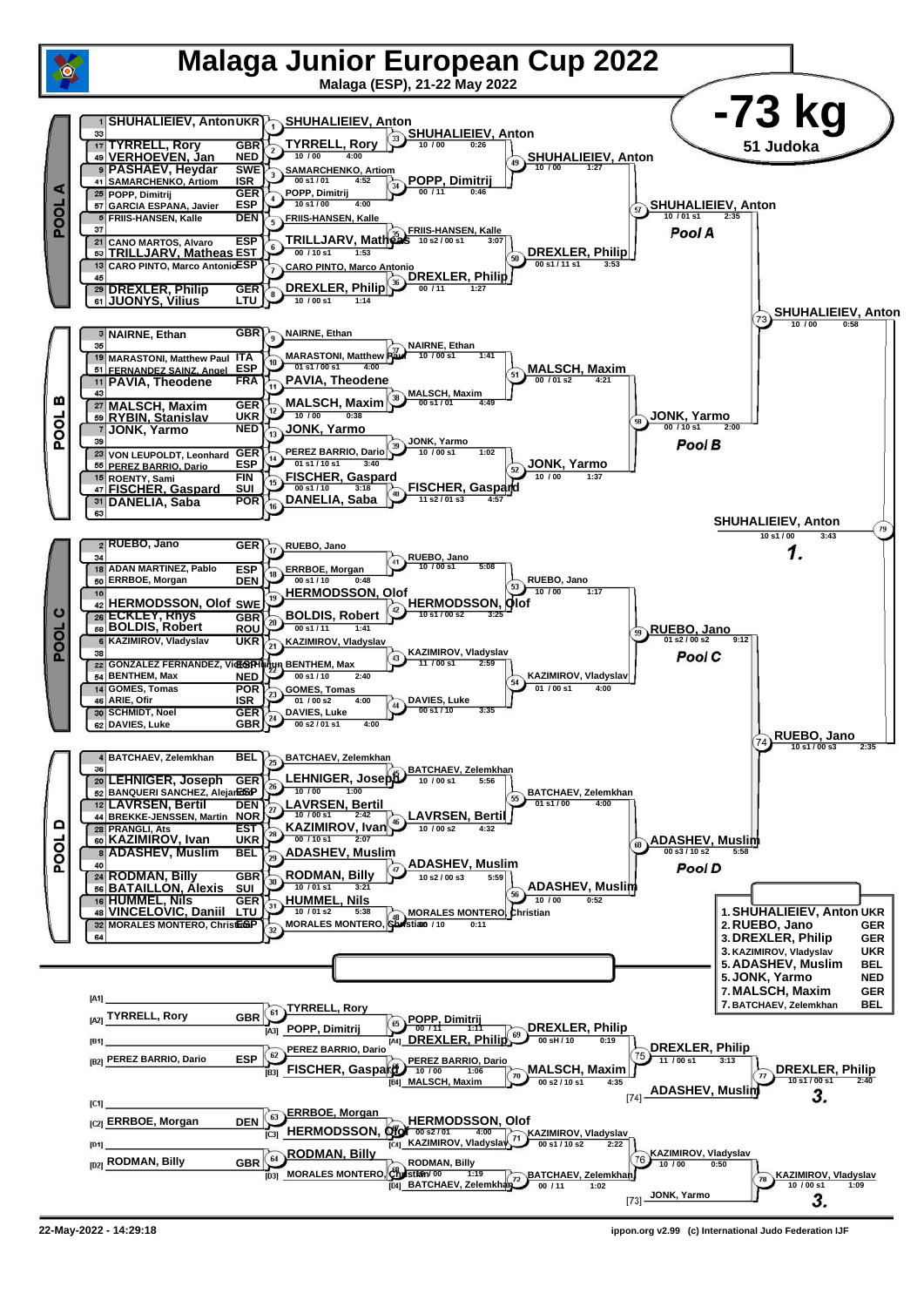# Malaga Junior European Cup 2022

**Malaga (ESP), 21-22 May 2022**

## -73 kg

**51 Judoka**

## POOL A

| Seed | Athlete | Country |
|---|---|---|
| 1 | SHUHALIEIEV, Anton | UKR |
| 33 | | |
| 17 | TYRRELL, Rory | GBR |
| 49 | VERHOEVEN, Jan | NED |
| 9 | PASHAEV, Heydar | SWE |
| 41 | SAMARCHENKO, Artiom | ISR |
| 25 | POPP, Dimitrij | GER |
| 57 | GARCIA ESPANA, Javier | ESP |
| 5 | FRIIS-HANSEN, Kalle | DEN |
| 37 | | |
| 21 | CANO MARTOS, Alvaro | ESP |
| 53 | TRILLJARV, Matheas | EST |
| 13 | CARO PINTO, Marco Antonio | ESP |
| 45 | | |
| 29 | DREXLER, Philip | GER |
| 61 | JUONYS, Vilius | LTU |

| Contest | Winner | Score | Time |
|---|---|---|---|
| 1 | SHUHALIEIEV, Anton | | |
| 2 | TYRRELL, Rory | 10 / 00 | 4:00 |
| 3 | SAMARCHENKO, Artiom | 00 s1 / 01 | 4:52 |
| 4 | POPP, Dimitrij | 10 s1 / 00 | 4:00 |
| 5 | FRIIS-HANSEN, Kalle | | |
| 6 | TRILLJARV, Matheas | 00 / 10 s1 | 1:53 |
| 7 | CARO PINTO, Marco Antonio | | |
| 8 | DREXLER, Philip | 10 / 00 s1 | 1:14 |
| 33 | SHUHALIEIEV, Anton | 10 / 00 | 0:26 |
| 34 | POPP, Dimitrij | 00 / 11 | 0:46 |
| 35 | FRIIS-HANSEN, Kalle | 10 s2 / 00 s1 | 3:07 |
| 36 | DREXLER, Philip | 00 / 11 | 1:27 |
| 49 | SHUHALIEIEV, Anton | 10 / 00 | 1:27 |
| 50 | DREXLER, Philip | 00 s1 / 11 s1 | 3:53 |
| 57 | SHUHALIEIEV, Anton | 10 / 01 s1 | 2:35 |

**Pool A**

## POOL B

| Seed | Athlete | Country |
|---|---|---|
| 3 | NAIRNE, Ethan | GBR |
| 35 | | |
| 19 | MARASTONI, Matthew Paul | ITA |
| 51 | FERNANDEZ SAINZ, Angel | ESP |
| 11 | PAVIA, Theodene | FRA |
| 43 | | |
| 27 | MALSCH, Maxim | GER |
| 59 | RYBIN, Stanislav | UKR |
| 7 | JONK, Yarmo | NED |
| 39 | | |
| 23 | VON LEUPOLDT, Leonhard | GER |
| 55 | PEREZ BARRIO, Dario | ESP |
| 15 | ROENTY, Sami | FIN |
| 47 | FISCHER, Gaspard | SUI |
| 31 | DANELIA, Saba | POR |
| 63 | | |

| Contest | Winner | Score | Time |
|---|---|---|---|
| 9 | NAIRNE, Ethan | | |
| 10 | MARASTONI, Matthew Paul | 01 s1 / 00 s1 | 4:00 |
| 11 | PAVIA, Theodene | | |
| 12 | MALSCH, Maxim | 10 / 00 | 0:38 |
| 13 | JONK, Yarmo | | |
| 14 | PEREZ BARRIO, Dario | 01 s1 / 10 s1 | 3:40 |
| 15 | FISCHER, Gaspard | 00 s1 / 10 | 3:18 |
| 16 | DANELIA, Saba | | |
| 37 | NAIRNE, Ethan | 10 / 00 s1 | 1:41 |
| 38 | MALSCH, Maxim | 00 s1 / 01 | 4:49 |
| 39 | JONK, Yarmo | 10 / 00 s1 | 1:02 |
| 40 | FISCHER, Gaspard | 11 s2 / 01 s3 | 4:57 |
| 51 | MALSCH, Maxim | 00 / 01 s2 | 4:21 |
| 52 | JONK, Yarmo | 10 / 00 | 1:37 |
| 58 | JONK, Yarmo | 00 / 10 s1 | 2:00 |

**Pool B**

## POOL C

| Seed | Athlete | Country |
|---|---|---|
| 2 | RUEBO, Jano | GER |
| 34 | | |
| 18 | ADAN MARTINEZ, Pablo | ESP |
| 50 | ERRBOE, Morgan | DEN |
| 10 | | |
| 42 | HERMODSSON, Olof | SWE |
| 26 | ECKLEY, Rhys | GBR |
| 58 | BOLDIS, Robert | ROU |
| 6 | KAZIMIROV, Vladyslav | UKR |
| 38 | | |
| 22 | GONZALEZ FERNANDEZ, Vicente | ESP |
| 54 | BENTHEM, Max | NED |
| 14 | GOMES, Tomas | POR |
| 46 | ARIE, Ofir | ISR |
| 30 | SCHMIDT, Noel | GER |
| 62 | DAVIES, Luke | GBR |

| Contest | Winner | Score | Time |
|---|---|---|---|
| 17 | RUEBO, Jano | | |
| 18 | ERRBOE, Morgan | 00 s1 / 10 | 0:48 |
| 19 | HERMODSSON, Olof | | |
| 20 | BOLDIS, Robert | 00 s1 / 11 | 1:41 |
| 21 | KAZIMIROV, Vladyslav | | |
| 22 | BENTHEM, Max | 00 s1 / 10 | 2:40 |
| 23 | GOMES, Tomas | 01 / 00 s2 | 4:00 |
| 24 | DAVIES, Luke | 00 s2 / 01 s1 | 4:00 |
| 41 | RUEBO, Jano | 10 / 00 s1 | 5:08 |
| 42 | HERMODSSON, Olof | 10 s1 / 00 s2 | 3:25 |
| 43 | KAZIMIROV, Vladyslav | 11 / 00 s1 | 2:59 |
| 44 | DAVIES, Luke | 00 s1 / 10 | 3:35 |
| 53 | RUEBO, Jano | 10 / 00 | 1:17 |
| 54 | KAZIMIROV, Vladyslav | 01 / 00 s1 | 4:00 |
| 59 | RUEBO, Jano | 01 s2 / 00 s2 | 9:12 |

**Pool C**

## POOL D

| Seed | Athlete | Country |
|---|---|---|
| 4 | BATCHAEV, Zelemkhan | BEL |
| 36 | | |
| 20 | LEHNIGER, Joseph | GER |
| 52 | BANQUERI SANCHEZ, Alejandro | ESP |
| 12 | LAVRSEN, Bertil | DEN |
| 44 | BREKKE-JENSSEN, Martin | NOR |
| 28 | PRANGLI, Ats | EST |
| 60 | KAZIMIROV, Ivan | UKR |
| 8 | ADASHEV, Muslim | BEL |
| 40 | | |
| 24 | RODMAN, Billy | GBR |
| 56 | BATAILLON, Alexis | SUI |
| 16 | HUMMEL, Nils | GER |
| 48 | VINCELOVIC, Daniil | LTU |
| 32 | MORALES MONTERO, Christian | ESP |
| 64 | | |

| Contest | Winner | Score | Time |
|---|---|---|---|
| 25 | BATCHAEV, Zelemkhan | | |
| 26 | LEHNIGER, Joseph | 10 / 00 | 1:00 |
| 27 | LAVRSEN, Bertil | 10 / 00 s1 | 2:42 |
| 28 | KAZIMIROV, Ivan | 00 / 10 s1 | 2:07 |
| 29 | ADASHEV, Muslim | | |
| 30 | RODMAN, Billy | 10 / 01 s1 | 3:21 |
| 31 | HUMMEL, Nils | 10 / 01 s2 | 5:38 |
| 32 | MORALES MONTERO, Christian | | |
| 45 | BATCHAEV, Zelemkhan | 10 / 00 s1 | 5:56 |
| 46 | LAVRSEN, Bertil | 10 / 00 s2 | 4:32 |
| 47 | ADASHEV, Muslim | 10 s2 / 00 s3 | 5:59 |
| 48 | MORALES MONTERO, Christian | 00 / 10 | 0:11 |
| 55 | BATCHAEV, Zelemkhan | 01 s1 / 00 | 4:00 |
| 56 | ADASHEV, Muslim | 10 / 00 | 0:52 |
| 60 | ADASHEV, Muslim | 00 s3 / 10 s2 | 5:58 |

**Pool D**

## Semi-finals and Final

| Contest | Winner | Score | Time |
|---|---|---|---|
| 73 | SHUHALIEIEV, Anton | 10 / 00 | 0:58 |
| 74 | RUEBO, Jano | 10 s1 / 00 s3 | 2:35 |
| 79 | SHUHALIEIEV, Anton | 10 s1 / 00 | 3:43 |

**1.** SHUHALIEIEV, Anton

## Repechage

| Position | Athlete | Country |
|---|---|---|
| [A1] | | |
| [A2] | TYRRELL, Rory | GBR |
| [B1] | | |
| [B2] | PEREZ BARRIO, Dario | ESP |
| [C1] | | |
| [C2] | ERRBOE, Morgan | DEN |
| [D1] | | |
| [D2] | RODMAN, Billy | GBR |

| Contest | Winner | Score | Time |
|---|---|---|---|
| 61 | TYRRELL, Rory | | |
| 62 | PEREZ BARRIO, Dario | | |
| 63 | ERRBOE, Morgan | | |
| 64 | RODMAN, Billy | | |
| 65 | POPP, Dimitrij [A3] vs TYRRELL, Rory → POPP, Dimitrij | 00 / 11 | 1:11 |
| 66 | FISCHER, Gaspard [B3] vs PEREZ BARRIO, Dario → PEREZ BARRIO, Dario | 10 / 00 | 1:06 |
| 67 | HERMODSSON, Olof [C3] vs ERRBOE, Morgan → HERMODSSON, Olof | 00 s2 / 01 | 4:00 |
| 68 | MORALES MONTERO, Christian [D3] vs RODMAN, Billy → RODMAN, Billy | 10 / 00 | 1:19 |
| 69 | DREXLER, Philip [A4] vs POPP, Dimitrij → DREXLER, Philip | 00 sH / 10 | 0:19 |
| 70 | MALSCH, Maxim [B4] vs PEREZ BARRIO, Dario → MALSCH, Maxim | 00 s2 / 10 s1 | 4:35 |
| 71 | KAZIMIROV, Vladyslav [C4] vs HERMODSSON, Olof → KAZIMIROV, Vladyslav | 00 s1 / 10 s2 | 2:22 |
| 72 | BATCHAEV, Zelemkhan [D4] vs RODMAN, Billy → BATCHAEV, Zelemkhan | 00 / 11 | 1:02 |
| 75 | DREXLER, Philip | 11 / 00 s1 | 3:13 |
| 76 | KAZIMIROV, Vladyslav | 10 / 00 | 0:50 |
| 77 | DREXLER, Philip (vs ADASHEV, Muslim [74]) | 10 s1 / 00 s1 | 2:40 |
| 78 | KAZIMIROV, Vladyslav (vs JONK, Yarmo [73]) | 10 / 00 s1 | 1:09 |

**3.** DREXLER, Philip

**3.** KAZIMIROV, Vladyslav

## Final Results

| Place | Athlete | Country |
|---|---|---|
| 1. | SHUHALIEIEV, Anton | UKR |
| 2. | RUEBO, Jano | GER |
| 3. | DREXLER, Philip | GER |
| 3. | KAZIMIROV, Vladyslav | UKR |
| 5. | ADASHEV, Muslim | BEL |
| 5. | JONK, Yarmo | NED |
| 7. | MALSCH, Maxim | GER |
| 7. | BATCHAEV, Zelemkhan | BEL |

22-May-2022 - 14:29:18

ippon.org v2.99 (c) International Judo Federation IJF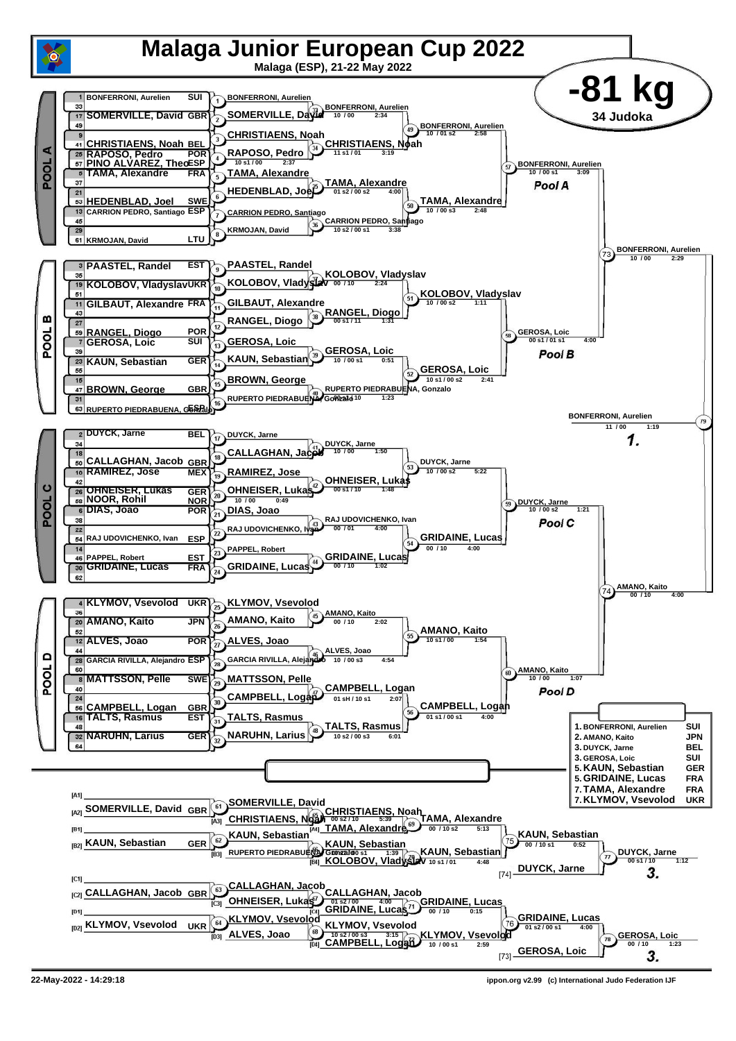# Malaga Junior European Cup 2022

**Malaga (ESP), 21-22 May 2022**

## -81 kg

**34 Judoka**

### POOL A

| Seed | Name | Nation |
|---|---|---|
| 1 | BONFERRONI, Aurelien | SUI |
| 33 | | |
| 17 | SOMERVILLE, David | GBR |
| 49 | | |
| 9 | | |
| 41 | CHRISTIAENS, Noah | BEL |
| 25 | RAPOSO, Pedro | POR |
| 57 | PINO ALVAREZ, Theo | ESP |
| 5 | TAMA, Alexandre | FRA |
| 37 | | |
| 21 | | |
| 53 | HEDENBLAD, Joel | SWE |
| 13 | CARRION PEDRO, Santiago | ESP |
| 45 | | |
| 29 | | |
| 61 | KRMOJAN, David | LTU |

- 1: BONFERRONI, Aurelien
- 2: SOMERVILLE, David
- 3: CHRISTIAENS, Noah
- 4: RAPOSO, Pedro — 10 s1 / 00, 2:37
- 5: TAMA, Alexandre
- 6: HEDENBLAD, Joel
- 7: CARRION PEDRO, Santiago
- 8: KRMOJAN, David
- 33: BONFERRONI, Aurelien — 10 / 00, 2:34
- 34: CHRISTIAENS, Noah — 11 s1 / 01, 3:19
- 35: TAMA, Alexandre — 01 s2 / 00 s2, 4:00
- 36: CARRION PEDRO, Santiago — 10 s2 / 00 s1, 3:38
- 49: BONFERRONI, Aurelien — 10 / 01 s2, 2:58
- 50: TAMA, Alexandre — 10 / 00 s3, 2:48
- 57: BONFERRONI, Aurelien — 10 / 00 s1, 3:09 — *Pool A*

### POOL B

| Seed | Name | Nation |
|---|---|---|
| 3 | PAASTEL, Randel | EST |
| 35 | | |
| 19 | KOLOBOV, Vladyslav | UKR |
| 51 | | |
| 11 | GILBAUT, Alexandre | FRA |
| 43 | | |
| 27 | | |
| 59 | RANGEL, Diogo | POR |
| 7 | GEROSA, Loic | SUI |
| 39 | | |
| 23 | KAUN, Sebastian | GER |
| 55 | | |
| 15 | | |
| 47 | BROWN, George | GBR |
| 31 | | |
| 63 | RUPERTO PIEDRABUENA, Gonzalo | ESP |

- 9: PAASTEL, Randel
- 10: KOLOBOV, Vladyslav
- 11: GILBAUT, Alexandre
- 12: RANGEL, Diogo
- 13: GEROSA, Loic
- 14: KAUN, Sebastian
- 15: BROWN, George
- 16: RUPERTO PIEDRABUENA, Gonzalo
- 37: KOLOBOV, Vladyslav — 00 / 10, 2:24
- 38: RANGEL, Diogo — 00 s1 / 11, 1:31
- 39: GEROSA, Loic — 10 / 00 s1, 0:51
- 40: RUPERTO PIEDRABUENA, Gonzalo — 10, 1:23
- 51: KOLOBOV, Vladyslav — 10 / 00 s2, 1:11
- 52: GEROSA, Loic — 10 s1 / 00 s2, 2:41
- 58: GEROSA, Loic — 00 s1 / 01 s1, 4:00 — *Pool B*

- 73: BONFERRONI, Aurelien — 10 / 00, 2:29

### POOL C

| Seed | Name | Nation |
|---|---|---|
| 2 | DUYCK, Jarne | BEL |
| 34 | | |
| 18 | | |
| 50 | CALLAGHAN, Jacob | GBR |
| 10 | RAMIREZ, Jose | MEX |
| 42 | | |
| 26 | OHNEISER, Lukas | GER |
| 58 | NOOR, Rohil | NOR |
| 6 | DIAS, Joao | POR |
| 38 | | |
| 22 | | |
| 54 | RAJ UDOVICHENKO, Ivan | ESP |
| 14 | | |
| 46 | PAPPEL, Robert | EST |
| 30 | GRIDAINE, Lucas | FRA |
| 62 | | |

- 17: DUYCK, Jarne
- 18: CALLAGHAN, Jacob
- 19: RAMIREZ, Jose
- 20: OHNEISER, Lukas — 10 / 00, 0:49
- 21: DIAS, Joao
- 22: RAJ UDOVICHENKO, Ivan
- 23: PAPPEL, Robert
- 24: GRIDAINE, Lucas
- 41: DUYCK, Jarne — 10 / 00, 1:50
- 42: OHNEISER, Lukas — 00 s1 / 10, 1:48
- 43: RAJ UDOVICHENKO, Ivan — 00 / 01, 4:00
- 44: GRIDAINE, Lucas — 00 / 10, 1:02
- 53: DUYCK, Jarne — 10 / 00 s2, 5:22
- 54: GRIDAINE, Lucas — 00 / 10, 4:00
- 59: DUYCK, Jarne — 10 / 00 s2, 1:21 — *Pool C*

### POOL D

| Seed | Name | Nation |
|---|---|---|
| 4 | KLYMOV, Vsevolod | UKR |
| 36 | | |
| 20 | AMANO, Kaito | JPN |
| 52 | | |
| 12 | ALVES, Joao | POR |
| 44 | | |
| 28 | GARCIA RIVILLA, Alejandro | ESP |
| 60 | | |
| 8 | MATTSSON, Pelle | SWE |
| 40 | | |
| 24 | | |
| 56 | CAMPBELL, Logan | GBR |
| 16 | TALTS, Rasmus | EST |
| 48 | | |
| 32 | NARUHN, Larius | GER |
| 64 | | |

- 25: KLYMOV, Vsevolod
- 26: AMANO, Kaito
- 27: ALVES, Joao
- 28: GARCIA RIVILLA, Alejandro
- 29: MATTSSON, Pelle
- 30: CAMPBELL, Logan
- 31: TALTS, Rasmus
- 32: NARUHN, Larius
- 45: AMANO, Kaito — 00 / 10, 2:02
- 46: ALVES, Joao — 10 / 00 s3, 4:54
- 47: CAMPBELL, Logan — 01 sH / 10 s1, 2:07
- 48: TALTS, Rasmus — 10 s2 / 00 s3, 6:01
- 55: AMANO, Kaito — 10 s1 / 00, 1:54
- 56: CAMPBELL, Logan — 01 s1 / 00 s1, 4:00
- 60: AMANO, Kaito — 10 / 00, 1:07 — *Pool D*

- 74: AMANO, Kaito — 00 / 10, 4:00

### Final

- 79: BONFERRONI, Aurelien — 11 / 00, 1:19 — **1.**

### Repechage

- [A1] —
- [A2] SOMERVILLE, David GBR
- [B1] —
- [B2] KAUN, Sebastian GER
- [C1] —
- [C2] CALLAGHAN, Jacob GBR
- [D1] —
- [D2] KLYMOV, Vsevolod UKR

- 61: SOMERVILLE, David
- 62: KAUN, Sebastian
- 63: CALLAGHAN, Jacob
- 64: KLYMOV, Vsevolod
- 65: CHRISTIAENS, Noah [A3] — 00 s2 / 10, 5:39
- 66: KAUN, Sebastian [B3] vs RUPERTO PIEDRABUENA, Gonzalo — 00 s1, 1:39
- 67: CALLAGHAN, Jacob [C3] vs OHNEISER, Lukas — 01 s2 / 00, 4:00
- 68: KLYMOV, Vsevolod [D3] vs ALVES, Joao — 10 s2 / 00 s3, 3:15
- 69: TAMA, Alexandre [A4] — 00 / 10 s2, 5:13
- 70: KAUN, Sebastian vs KOLOBOV, Vladyslav [B4] — 10 s1 / 01, 4:48
- 71: GRIDAINE, Lucas [C4] — 00 / 10, 0:15
- 72: KLYMOV, Vsevolod vs CAMPBELL, Logan [D4] — 10 / 00 s1, 2:59
- 75: KAUN, Sebastian — 00 / 10 s1, 0:52
- 76: GRIDAINE, Lucas — 01 s2 / 00 s1, 4:00
- 77: DUYCK, Jarne [74] — 00 s1 / 10, 1:12 — **3.**
- 78: GEROSA, Loic [73] — 00 / 10, 1:23 — **3.**

### Final Results

| Rank | Name | Nation |
|---|---|---|
| 1. | BONFERRONI, Aurelien | SUI |
| 2. | AMANO, Kaito | JPN |
| 3. | DUYCK, Jarne | BEL |
| 3. | GEROSA, Loic | SUI |
| 5. | KAUN, Sebastian | GER |
| 5. | GRIDAINE, Lucas | FRA |
| 7. | TAMA, Alexandre | FRA |
| 7. | KLYMOV, Vsevolod | UKR |

22-May-2022 - 14:29:18

ippon.org v2.99 (c) International Judo Federation IJF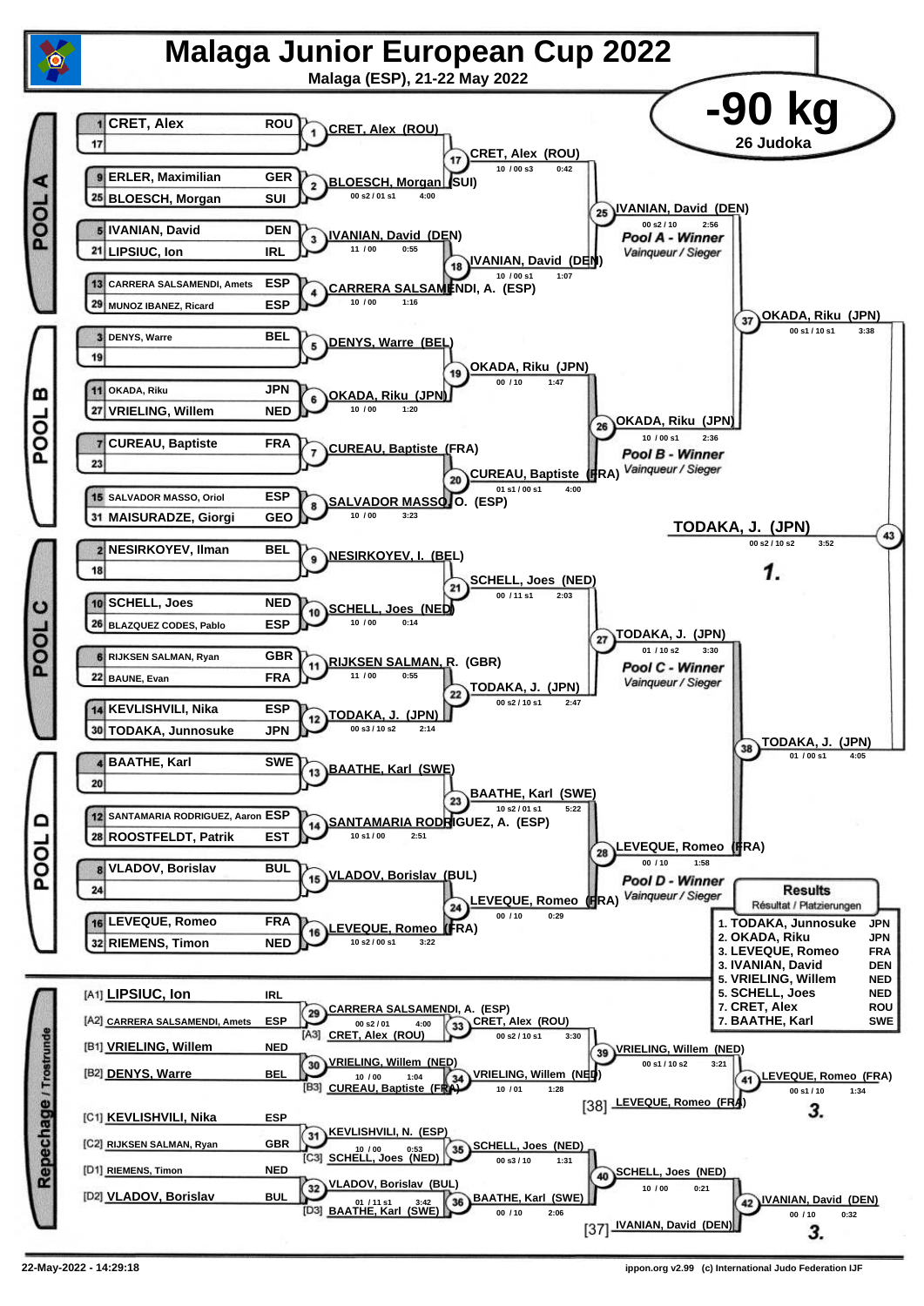# Malaga Junior European Cup 2022

**Malaga (ESP), 21-22 May 2022**

## -90 kg

26 Judoka

### POOL A

| No. | Name | Country |
|---|---|---|
| 1 | CRET, Alex | ROU |
| 17 | | |
| 9 | ERLER, Maximilian | GER |
| 25 | BLOESCH, Morgan | SUI |
| 5 | IVANIAN, David | DEN |
| 21 | LIPSIUC, Ion | IRL |
| 13 | CARRERA SALSAMENDI, Amets | ESP |
| 29 | MUNOZ IBANEZ, Ricard | ESP |

- 1: CRET, Alex (ROU)
- 2: BLOESCH, Morgan (SUI) — 00 s2 / 01 s1 — 4:00
- 3: IVANIAN, David (DEN) — 11 / 00 — 0:55
- 4: CARRERA SALSAMENDI, A. (ESP) — 10 / 00 — 1:16
- 17: CRET, Alex (ROU) — 10 / 00 s3 — 0:42
- 18: IVANIAN, David (DEN) — 10 / 00 s1 — 1:07
- 25: IVANIAN, David (DEN) — 00 s2 / 10 — 2:56 — *Pool A - Winner* / *Vainqueur / Sieger*

### POOL B

| No. | Name | Country |
|---|---|---|
| 3 | DENYS, Warre | BEL |
| 19 | | |
| 11 | OKADA, Riku | JPN |
| 27 | VRIELING, Willem | NED |
| 7 | CUREAU, Baptiste | FRA |
| 23 | | |
| 15 | SALVADOR MASSO, Oriol | ESP |
| 31 | MAISURADZE, Giorgi | GEO |

- 5: DENYS, Warre (BEL)
- 6: OKADA, Riku (JPN) — 10 / 00 — 1:20
- 7: CUREAU, Baptiste (FRA)
- 8: SALVADOR MASSO, O. (ESP) — 10 / 00 — 3:23
- 19: OKADA, Riku (JPN) — 00 / 10 — 1:47
- 20: CUREAU, Baptiste (FRA) — 01 s1 / 00 s1 — 4:00
- 26: OKADA, Riku (JPN) — 10 / 00 s1 — 2:36 — *Pool B - Winner* / *Vainqueur / Sieger*
- 37: OKADA, Riku (JPN) — 00 s1 / 10 s1 — 3:38

### POOL C

| No. | Name | Country |
|---|---|---|
| 2 | NESIRKOYEV, Ilman | BEL |
| 18 | | |
| 10 | SCHELL, Joes | NED |
| 26 | BLAZQUEZ CODES, Pablo | ESP |
| 6 | RIJKSEN SALMAN, Ryan | GBR |
| 22 | BAUNE, Evan | FRA |
| 14 | KEVLISHVILI, Nika | ESP |
| 30 | TODAKA, Junnosuke | JPN |

- 9: NESIRKOYEV, I. (BEL)
- 10: SCHELL, Joes (NED) — 10 / 00 — 0:14
- 11: RIJKSEN SALMAN, R. (GBR) — 11 / 00 — 0:55
- 12: TODAKA, J. (JPN) — 00 s3 / 10 s2 — 2:14
- 21: SCHELL, Joes (NED) — 00 / 11 s1 — 2:03
- 22: TODAKA, J. (JPN) — 00 s2 / 10 s1 — 2:47
- 27: TODAKA, J. (JPN) — 01 / 10 s2 — 3:30 — *Pool C - Winner* / *Vainqueur / Sieger*

### POOL D

| No. | Name | Country |
|---|---|---|
| 4 | BAATHE, Karl | SWE |
| 20 | | |
| 12 | SANTAMARIA RODRIGUEZ, Aaron | ESP |
| 28 | ROOSTFELDT, Patrik | EST |
| 8 | VLADOV, Borislav | BUL |
| 24 | | |
| 16 | LEVEQUE, Romeo | FRA |
| 32 | RIEMENS, Timon | NED |

- 13: BAATHE, Karl (SWE)
- 14: SANTAMARIA RODRIGUEZ, A. (ESP) — 10 s1 / 00 — 2:51
- 15: VLADOV, Borislav (BUL)
- 16: LEVEQUE, Romeo (FRA) — 10 s2 / 00 s1 — 3:22
- 23: BAATHE, Karl (SWE) — 10 s2 / 01 s1 — 5:22
- 24: LEVEQUE, Romeo (FRA) — 00 / 10 — 0:29
- 28: LEVEQUE, Romeo (FRA) — 00 / 10 — 1:58 — *Pool D - Winner* / *Vainqueur / Sieger*
- 38: TODAKA, J. (JPN) — 01 / 00 s1 — 4:05

### Final

- 43: TODAKA, J. (JPN) — 00 s2 / 10 s2 — 3:52 — **1.**

### Repechage / Trostrunde

- [A1] LIPSIUC, Ion (IRL)
- [A2] CARRERA SALSAMENDI, Amets (ESP)
- 29: CARRERA SALSAMENDI, A. (ESP) — 00 s2 / 01 — 4:00
- [A3] CRET, Alex (ROU)
- 33: CRET, Alex (ROU) — 00 s2 / 10 s1 — 3:30
- [B1] VRIELING, Willem (NED)
- [B2] DENYS, Warre (BEL)
- 30: VRIELING, Willem (NED) — 10 / 00 — 1:04
- [B3] CUREAU, Baptiste (FRA)
- 34: VRIELING, Willem (NED) — 10 / 01 — 1:28
- 39: VRIELING, Willem (NED) — 00 s1 / 10 s2 — 3:21
- [38] LEVEQUE, Romeo (FRA)
- 41: LEVEQUE, Romeo (FRA) — 00 s1 / 10 — 1:34 — **3.**
- [C1] KEVLISHVILI, Nika (ESP)
- [C2] RIJKSEN SALMAN, Ryan (GBR)
- 31: KEVLISHVILI, N. (ESP) — 10 / 00 — 0:53
- [C3] SCHELL, Joes (NED)
- 35: SCHELL, Joes (NED) — 00 s3 / 10 — 1:31
- [D1] RIEMENS, Timon (NED)
- [D2] VLADOV, Borislav (BUL)
- 32: VLADOV, Borislav (BUL) — 01 / 11 s1 — 3:42
- [D3] BAATHE, Karl (SWE)
- 36: BAATHE, Karl (SWE) — 00 / 10 — 2:06
- 40: SCHELL, Joes (NED) — 10 / 00 — 0:21
- [37] IVANIAN, David (DEN)
- 42: IVANIAN, David (DEN) — 00 / 10 — 0:32 — **3.**

### Results
Résultat / Platzierungen

| Place | Name | Country |
|---|---|---|
| 1. | TODAKA, Junnosuke | JPN |
| 2. | OKADA, Riku | JPN |
| 3. | LEVEQUE, Romeo | FRA |
| 3. | IVANIAN, David | DEN |
| 5. | VRIELING, Willem | NED |
| 5. | SCHELL, Joes | NED |
| 7. | CRET, Alex | ROU |
| 7. | BAATHE, Karl | SWE |

22-May-2022 - 14:29:18

ippon.org v2.99 (c) International Judo Federation IJF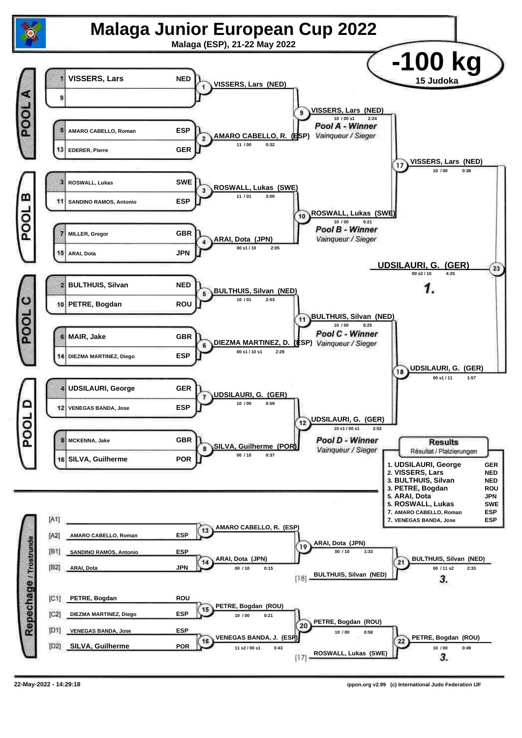# Malaga Junior European Cup 2022

Malaga (ESP), 21-22 May 2022

## -100 kg

15 Judoka

### POOL A

| Seed | Name | Nation |
|---|---|---|
| 1 | VISSERS, Lars | NED |
| 9 | | |
| 5 | AMARO CABELLO, Roman | ESP |
| 13 | EDERER, Pierre | GER |

- Contest 1: VISSERS, Lars (NED)
- Contest 2: AMARO CABELLO, R. (ESP) — 11 / 00 — 0:32
- Contest 9: VISSERS, Lars (NED) — 10 / 00 s1 — 2:24

*Pool A - Winner* / *Vainqueur / Sieger*

### POOL B

| Seed | Name | Nation |
|---|---|---|
| 3 | ROSWALL, Lukas | SWE |
| 11 | SANDINO RAMOS, Antonio | ESP |
| 7 | MILLER, Gregor | GBR |
| 15 | ARAI, Dota | JPN |

- Contest 3: ROSWALL, Lukas (SWE) — 11 / 01 — 3:00
- Contest 4: ARAI, Dota (JPN) — 00 s1 / 10 — 2:05
- Contest 10: ROSWALL, Lukas (SWE) — 10 / 00 — 0:21

*Pool B - Winner* / *Vainqueur / Sieger*

- Contest 17: VISSERS, Lars (NED) — 10 / 00 — 0:38

### POOL C

| Seed | Name | Nation |
|---|---|---|
| 2 | BULTHUIS, Silvan | NED |
| 10 | PETRE, Bogdan | ROU |
| 6 | MAIR, Jake | GBR |
| 14 | DIEZMA MARTINEZ, Diego | ESP |

- Contest 5: BULTHUIS, Silvan (NED) — 10 / 01 — 2:53
- Contest 6: DIEZMA MARTINEZ, D. (ESP) — 00 s1 / 10 s1 — 2:29
- Contest 11: BULTHUIS, Silvan (NED) — 10 / 00 — 0:25

*Pool C - Winner* / *Vainqueur / Sieger*

### POOL D

| Seed | Name | Nation |
|---|---|---|
| 4 | UDSILAURI, George | GER |
| 12 | VENEGAS BANDA, Jose | ESP |
| 8 | MCKENNA, Jake | GBR |
| 16 | SILVA, Guilherme | POR |

- Contest 7: UDSILAURI, G. (GER) — 10 / 00 — 0:59
- Contest 8: SILVA, Guilherme (POR) — 00 / 10 — 0:37
- Contest 12: UDSILAURI, G. (GER) — 10 s1 / 00 s1 — 2:52

*Pool D - Winner* / *Vainqueur / Sieger*

- Contest 18: UDSILAURI, G. (GER) — 00 s1 / 11 — 1:57

### Final

- Contest 23: UDSILAURI, G. (GER) — 00 s2 / 10 — 4:25 — **1.**

### Repechage / Trostrunde

| | Name | Nation |
|---|---|---|
| [A1] | | |
| [A2] | AMARO CABELLO, Roman | ESP |
| [B1] | SANDINO RAMOS, Antonio | ESP |
| [B2] | ARAI, Dota | JPN |
| [C1] | PETRE, Bogdan | ROU |
| [C2] | DIEZMA MARTINEZ, Diego | ESP |
| [D1] | VENEGAS BANDA, Jose | ESP |
| [D2] | SILVA, Guilherme | POR |

- Contest 13: AMARO CABELLO, R. (ESP)
- Contest 14: ARAI, Dota (JPN) — 00 / 10 — 0:15
- Contest 19: ARAI, Dota (JPN) — 00 / 10 — 1:33
- [18] BULTHUIS, Silvan (NED)
- Contest 21: BULTHUIS, Silvan (NED) — 00 / 11 s2 — 2:33 — **3.**
- Contest 15: PETRE, Bogdan (ROU) — 10 / 00 — 0:21
- Contest 16: VENEGAS BANDA, J. (ESP) — 11 s2 / 00 s1 — 3:43
- Contest 20: PETRE, Bogdan (ROU) — 10 / 00 — 0:58
- [17] ROSWALL, Lukas (SWE)
- Contest 22: PETRE, Bogdan (ROU) — 10 / 00 — 0:49 — **3.**

### Results

Résultat / Platzierungen

| Place | Name | Nation |
|---|---|---|
| 1. | UDSILAURI, George | GER |
| 2. | VISSERS, Lars | NED |
| 3. | BULTHUIS, Silvan | NED |
| 3. | PETRE, Bogdan | ROU |
| 5. | ARAI, Dota | JPN |
| 5. | ROSWALL, Lukas | SWE |
| 7. | AMARO CABELLO, Roman | ESP |
| 7. | VENEGAS BANDA, Jose | ESP |

22-May-2022 - 14:29:18

ippon.org v2.99 (c) International Judo Federation IJF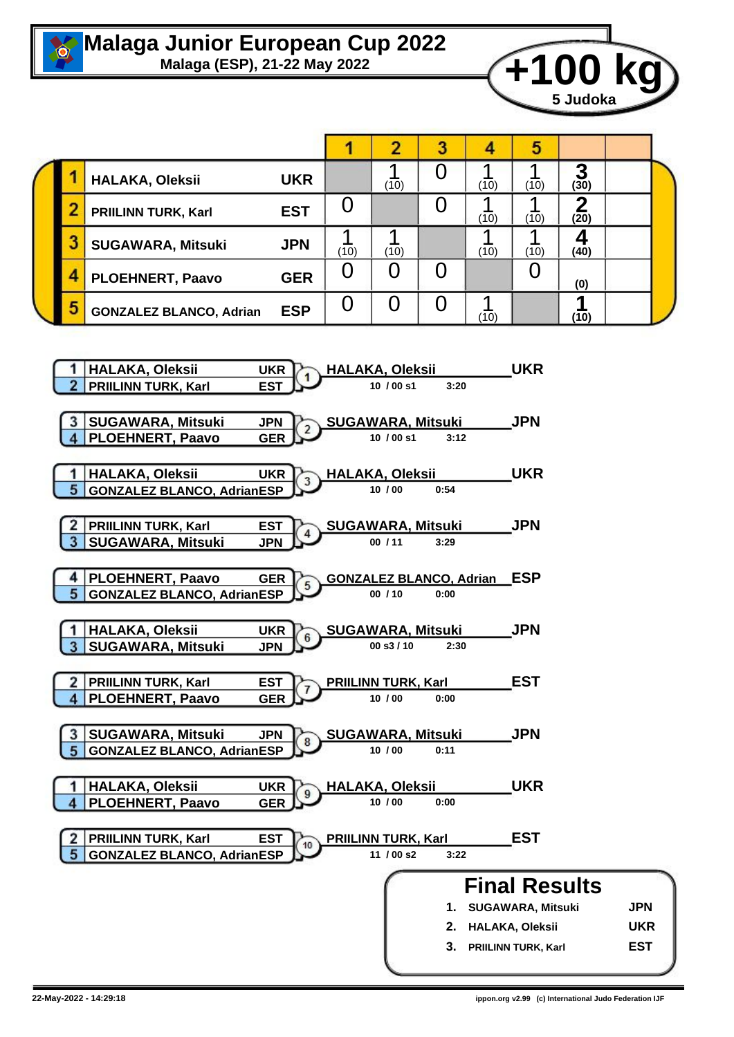# Malaga Junior European Cup 2022

**Malaga (ESP), 21-22 May 2022**

## +100 kg

**5 Judoka**

| # | Name | Nation | 1 | 2 | 3 | 4 | 5 | | |
|---|---|---|---|---|---|---|---|---|---|
| 1 | HALAKA, Oleksii | UKR | | 1 (10) | 0 | 1 (10) | 1 (10) | 3 (30) | |
| 2 | PRIILINN TURK, Karl | EST | 0 | | 0 | 1 (10) | 1 (10) | 2 (20) | |
| 3 | SUGAWARA, Mitsuki | JPN | 1 (10) | 1 (10) | | 1 (10) | 1 (10) | 4 (40) | |
| 4 | PLOEHNERT, Paavo | GER | 0 | 0 | 0 | | 0 | (0) | |
| 5 | GONZALEZ BLANCO, Adrian | ESP | 0 | 0 | 0 | 1 (10) | | 1 (10) | |

| Contest | Judoka 1 | Judoka 2 | Winner | Score | Time |
|---|---|---|---|---|---|
| 1 | 1 HALAKA, Oleksii UKR | 2 PRIILINN TURK, Karl EST | HALAKA, Oleksii UKR | 10 / 00 s1 | 3:20 |
| 2 | 3 SUGAWARA, Mitsuki JPN | 4 PLOEHNERT, Paavo GER | SUGAWARA, Mitsuki JPN | 10 / 00 s1 | 3:12 |
| 3 | 1 HALAKA, Oleksii UKR | 5 GONZALEZ BLANCO, Adrian ESP | HALAKA, Oleksii UKR | 10 / 00 | 0:54 |
| 4 | 2 PRIILINN TURK, Karl EST | 3 SUGAWARA, Mitsuki JPN | SUGAWARA, Mitsuki JPN | 00 / 11 | 3:29 |
| 5 | 4 PLOEHNERT, Paavo GER | 5 GONZALEZ BLANCO, Adrian ESP | GONZALEZ BLANCO, Adrian ESP | 00 / 10 | 0:00 |
| 6 | 1 HALAKA, Oleksii UKR | 3 SUGAWARA, Mitsuki JPN | SUGAWARA, Mitsuki JPN | 00 s3 / 10 | 2:30 |
| 7 | 2 PRIILINN TURK, Karl EST | 4 PLOEHNERT, Paavo GER | PRIILINN TURK, Karl EST | 10 / 00 | 0:00 |
| 8 | 3 SUGAWARA, Mitsuki JPN | 5 GONZALEZ BLANCO, Adrian ESP | SUGAWARA, Mitsuki JPN | 10 / 00 | 0:11 |
| 9 | 1 HALAKA, Oleksii UKR | 4 PLOEHNERT, Paavo GER | HALAKA, Oleksii UKR | 10 / 00 | 0:00 |
| 10 | 2 PRIILINN TURK, Karl EST | 5 GONZALEZ BLANCO, Adrian ESP | PRIILINN TURK, Karl EST | 11 / 00 s2 | 3:22 |

## Final Results

1. SUGAWARA, Mitsuki JPN
2. HALAKA, Oleksii UKR
3. PRIILINN TURK, Karl EST

22-May-2022 - 14:29:18

ippon.org v2.99 (c) International Judo Federation IJF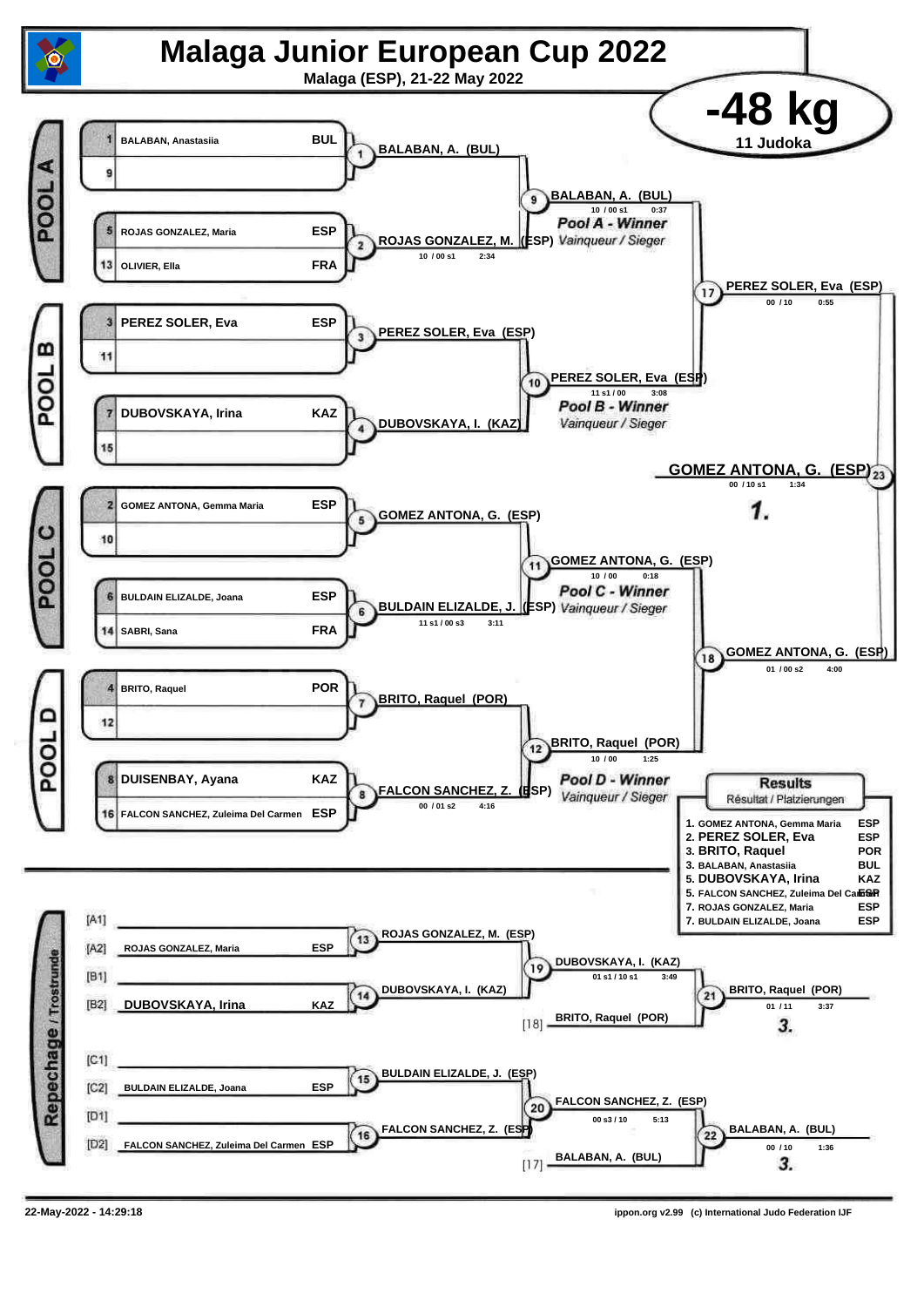# Malaga Junior European Cup 2022

Malaga (ESP), 21-22 May 2022

## -48 kg

11 Judoka

### POOL A

| Seed | Name | Nation |
|---|---|---|
| 1 | BALABAN, Anastasiia | BUL |
| 9 | | |
| 5 | ROJAS GONZALEZ, Maria | ESP |
| 13 | OLIVIER, Ella | FRA |

- 1: BALABAN, A. (BUL)
- 2: ROJAS GONZALEZ, M. (ESP) — 10 / 00 s1 — 2:34
- 9: BALABAN, A. (BUL) — 10 / 00 s1 — 0:37

**Pool A - Winner** *Vainqueur / Sieger*

### POOL B

| Seed | Name | Nation |
|---|---|---|
| 3 | PEREZ SOLER, Eva | ESP |
| 11 | | |
| 7 | DUBOVSKAYA, Irina | KAZ |
| 15 | | |

- 3: PEREZ SOLER, Eva (ESP)
- 4: DUBOVSKAYA, I. (KAZ)
- 10: PEREZ SOLER, Eva (ESP) — 11 s1 / 00 — 3:08

**Pool B - Winner** *Vainqueur / Sieger*

- 17: PEREZ SOLER, Eva (ESP) — 00 / 10 — 0:55

### POOL C

| Seed | Name | Nation |
|---|---|---|
| 2 | GOMEZ ANTONA, Gemma Maria | ESP |
| 10 | | |
| 6 | BULDAIN ELIZALDE, Joana | ESP |
| 14 | SABRI, Sana | FRA |

- 5: GOMEZ ANTONA, G. (ESP)
- 6: BULDAIN ELIZALDE, J. (ESP) — 11 s1 / 00 s3 — 3:11
- 11: GOMEZ ANTONA, G. (ESP) — 10 / 00 — 0:18

**Pool C - Winner** *Vainqueur / Sieger*

### POOL D

| Seed | Name | Nation |
|---|---|---|
| 4 | BRITO, Raquel | POR |
| 12 | | |
| 8 | DUISENBAY, Ayana | KAZ |
| 16 | FALCON SANCHEZ, Zuleima Del Carmen | ESP |

- 7: BRITO, Raquel (POR)
- 8: FALCON SANCHEZ, Z. (ESP) — 00 / 01 s2 — 4:16
- 12: BRITO, Raquel (POR) — 10 / 00 — 1:25

**Pool D - Winner** *Vainqueur / Sieger*

- 18: GOMEZ ANTONA, G. (ESP) — 01 / 00 s2 — 4:00

### Final

- 23: GOMEZ ANTONA, G. (ESP) — 00 / 10 s1 — 1:34 — **1.**

### Repechage / Trostrunde

| Pos | Name | Nation |
|---|---|---|
| [A1] | | |
| [A2] | ROJAS GONZALEZ, Maria | ESP |
| [B1] | | |
| [B2] | DUBOVSKAYA, Irina | KAZ |
| [C1] | | |
| [C2] | BULDAIN ELIZALDE, Joana | ESP |
| [D1] | | |
| [D2] | FALCON SANCHEZ, Zuleima Del Carmen | ESP |

- 13: ROJAS GONZALEZ, M. (ESP)
- 14: DUBOVSKAYA, I. (KAZ)
- 19: DUBOVSKAYA, I. (KAZ) — 01 s1 / 10 s1 — 3:49
- [18] BRITO, Raquel (POR)
- 21: BRITO, Raquel (POR) — 01 / 11 — 3:37 — **3.**
- 15: BULDAIN ELIZALDE, J. (ESP)
- 16: FALCON SANCHEZ, Z. (ESP)
- 20: FALCON SANCHEZ, Z. (ESP) — 00 s3 / 10 — 5:13
- [17] BALABAN, A. (BUL)
- 22: BALABAN, A. (BUL) — 00 / 10 — 1:36 — **3.**

### Results

Résultat / Platzierungen

| Place | Name | Nation |
|---|---|---|
| 1. | GOMEZ ANTONA, Gemma Maria | ESP |
| 2. | PEREZ SOLER, Eva | ESP |
| 3. | BRITO, Raquel | POR |
| 3. | BALABAN, Anastasiia | BUL |
| 5. | DUBOVSKAYA, Irina | KAZ |
| 5. | FALCON SANCHEZ, Zuleima Del Carmen | ESP |
| 7. | ROJAS GONZALEZ, Maria | ESP |
| 7. | BULDAIN ELIZALDE, Joana | ESP |

22-May-2022 - 14:29:18

ippon.org v2.99 (c) International Judo Federation IJF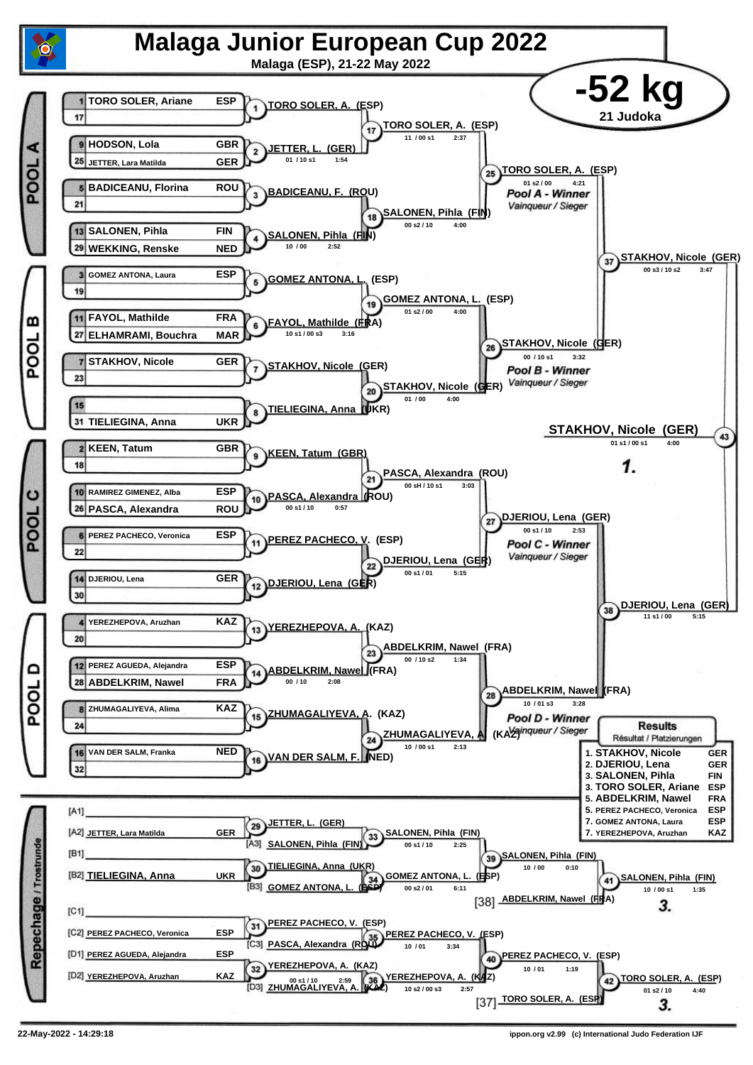# Malaga Junior European Cup 2022

**Malaga (ESP), 21-22 May 2022**

## -52 kg

**21 Judoka**

### POOL A

| Seed | Name | Country |
|---|---|---|
| 1 | TORO SOLER, Ariane | ESP |
| 17 | | |
| 9 | HODSON, Lola | GBR |
| 25 | JETTER, Lara Matilda | GER |
| 5 | BADICEANU, Florina | ROU |
| 21 | | |
| 13 | SALONEN, Pihla | FIN |
| 29 | WEKKING, Renske | NED |

- Contest 1: TORO SOLER, A. (ESP)
- Contest 2: JETTER, L. (GER) — 01 / 10 s1 — 1:54
- Contest 3: BADICEANU, F. (ROU)
- Contest 4: SALONEN, Pihla (FIN) — 10 / 00 — 2:52
- Contest 17: TORO SOLER, A. (ESP) — 11 / 00 s1 — 2:37
- Contest 18: SALONEN, Pihla (FIN) — 00 s2 / 10 — 4:00
- Contest 25: TORO SOLER, A. (ESP) — 01 s2 / 00 — 4:21 — *Pool A - Winner / Vainqueur / Sieger*

### POOL B

| Seed | Name | Country |
|---|---|---|
| 3 | GOMEZ ANTONA, Laura | ESP |
| 19 | | |
| 11 | FAYOL, Mathilde | FRA |
| 27 | ELHAMRAMI, Bouchra | MAR |
| 7 | STAKHOV, Nicole | GER |
| 23 | | |
| 15 | | |
| 31 | TIELIEGINA, Anna | UKR |

- Contest 5: GOMEZ ANTONA, L. (ESP)
- Contest 6: FAYOL, Mathilde (FRA) — 10 s1 / 00 s3 — 3:16
- Contest 7: STAKHOV, Nicole (GER)
- Contest 8: TIELIEGINA, Anna (UKR)
- Contest 19: GOMEZ ANTONA, L. (ESP) — 01 s2 / 00 — 4:00
- Contest 20: STAKHOV, Nicole (GER) — 01 / 00 — 4:00
- Contest 26: STAKHOV, Nicole (GER) — 00 / 10 s1 — 3:32 — *Pool B - Winner / Vainqueur / Sieger*

- Contest 37: STAKHOV, Nicole (GER) — 00 s3 / 10 s2 — 3:47

### POOL C

| Seed | Name | Country |
|---|---|---|
| 2 | KEEN, Tatum | GBR |
| 18 | | |
| 10 | RAMIREZ GIMENEZ, Alba | ESP |
| 26 | PASCA, Alexandra | ROU |
| 6 | PEREZ PACHECO, Veronica | ESP |
| 22 | | |
| 14 | DJERIOU, Lena | GER |
| 30 | | |

- Contest 9: KEEN, Tatum (GBR)
- Contest 10: PASCA, Alexandra (ROU) — 00 s1 / 10 — 0:57
- Contest 11: PEREZ PACHECO, V. (ESP)
- Contest 12: DJERIOU, Lena (GER)
- Contest 21: PASCA, Alexandra (ROU) — 00 sH / 10 s1 — 3:03
- Contest 22: DJERIOU, Lena (GER) — 00 s1 / 01 — 5:15
- Contest 27: DJERIOU, Lena (GER) — 00 s1 / 10 — 2:53 — *Pool C - Winner / Vainqueur / Sieger*

### POOL D

| Seed | Name | Country |
|---|---|---|
| 4 | YEREZHEPOVA, Aruzhan | KAZ |
| 20 | | |
| 12 | PEREZ AGUEDA, Alejandra | ESP |
| 28 | ABDELKRIM, Nawel | FRA |
| 8 | ZHUMAGALIYEVA, Alima | KAZ |
| 24 | | |
| 16 | VAN DER SALM, Franka | NED |
| 32 | | |

- Contest 13: YEREZHEPOVA, A. (KAZ)
- Contest 14: ABDELKRIM, Nawel (FRA) — 00 / 10 — 2:08
- Contest 15: ZHUMAGALIYEVA, A. (KAZ)
- Contest 16: VAN DER SALM, F. (NED)
- Contest 23: ABDELKRIM, Nawel (FRA) — 00 / 10 s2 — 1:34
- Contest 24: ZHUMAGALIYEVA, A. (KAZ) — 10 / 00 s1 — 2:13
- Contest 28: ABDELKRIM, Nawel (FRA) — 10 / 01 s3 — 3:28 — *Pool D - Winner / Vainqueur / Sieger*

- Contest 38: DJERIOU, Lena (GER) — 11 s1 / 00 — 5:15

### Final

- Contest 43: STAKHOV, Nicole (GER) — 01 s1 / 00 s1 — 4:00 — **1.**

### Repechage / Trostrunde

- [A1] —
- [A2] JETTER, Lara Matilda — GER
- Contest 29: JETTER, L. (GER)
- [A3] SALONEN, Pihla (FIN)
- Contest 33: SALONEN, Pihla (FIN) — 00 s1 / 10 — 2:25
- [B1] —
- [B2] TIELIEGINA, Anna — UKR
- Contest 30: TIELIEGINA, Anna (UKR)
- [B3] GOMEZ ANTONA, L. (ESP)
- Contest 34: GOMEZ ANTONA, L. (ESP) — 00 s2 / 01 — 6:11
- Contest 39: SALONEN, Pihla (FIN) — 10 / 00 — 0:10
- [38] ABDELKRIM, Nawel (FRA)
- Contest 41: SALONEN, Pihla (FIN) — 10 / 00 s1 — 1:35 — **3.**
- [C1] —
- [C2] PEREZ PACHECO, Veronica — ESP
- Contest 31: PEREZ PACHECO, V. (ESP)
- [C3] PASCA, Alexandra (ROU)
- Contest 35: PEREZ PACHECO, V. (ESP) — 10 / 01 — 3:34
- [D1] PEREZ AGUEDA, Alejandra — ESP
- [D2] YEREZHEPOVA, Aruzhan — KAZ
- Contest 32: YEREZHEPOVA, A. (KAZ) — 00 s1 / 10 — 2:59
- [D3] ZHUMAGALIYEVA, A. (KAZ)
- Contest 36: YEREZHEPOVA, A. (KAZ) — 10 s2 / 00 s3 — 2:57
- Contest 40: PEREZ PACHECO, V. (ESP) — 10 / 01 — 1:19
- [37] TORO SOLER, A. (ESP)
- Contest 42: TORO SOLER, A. (ESP) — 01 s2 / 10 — 4:40 — **3.**

### Results / Résultat / Platzierungen

| Place | Name | Country |
|---|---|---|
| 1. | STAKHOV, Nicole | GER |
| 2. | DJERIOU, Lena | GER |
| 3. | SALONEN, Pihla | FIN |
| 3. | TORO SOLER, Ariane | ESP |
| 5. | ABDELKRIM, Nawel | FRA |
| 5. | PEREZ PACHECO, Veronica | ESP |
| 7. | GOMEZ ANTONA, Laura | ESP |
| 7. | YEREZHEPOVA, Aruzhan | KAZ |

22-May-2022 - 14:29:18 — ippon.org v2.99 (c) International Judo Federation IJF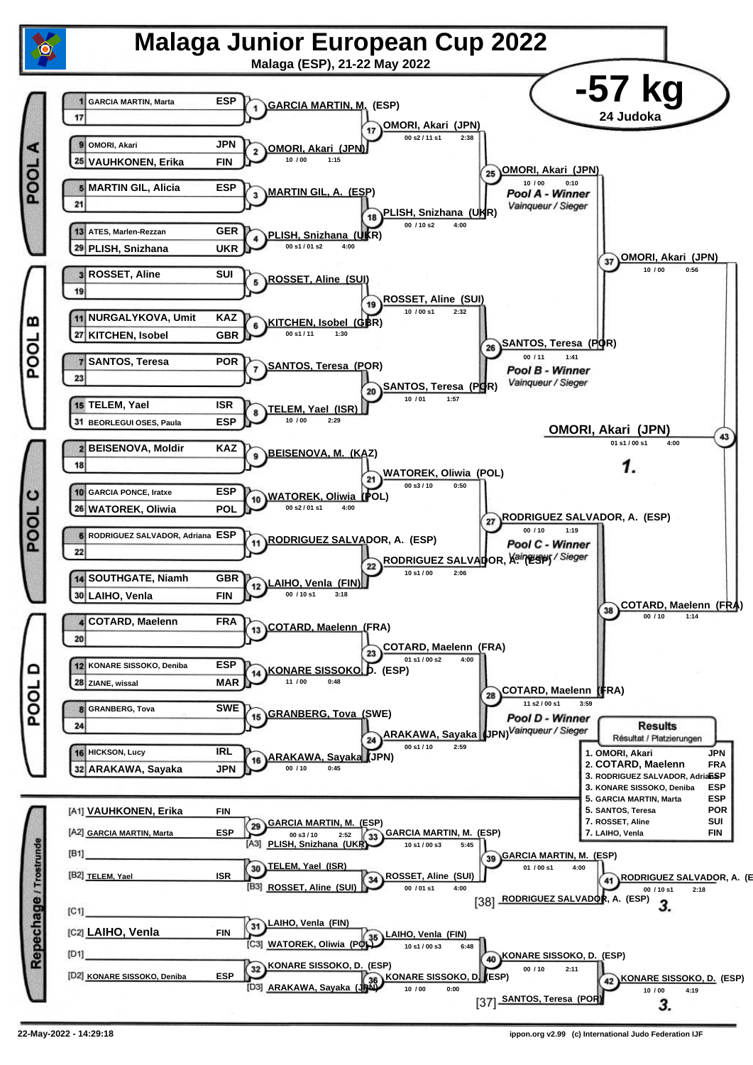# Malaga Junior European Cup 2022

**Malaga (ESP), 21-22 May 2022**

## -57 kg

**24 Judoka**

## POOL A

| Seed | Name | Country |
|---|---|---|
| 1 | GARCIA MARTIN, Marta | ESP |
| 17 | | |
| 9 | OMORI, Akari | JPN |
| 25 | VAUHKONEN, Erika | FIN |
| 5 | MARTIN GIL, Alicia | ESP |
| 21 | | |
| 13 | ATES, Marlen-Rezzan | GER |
| 29 | PLISH, Snizhana | UKR |

- (1) GARCIA MARTIN, M. (ESP)
- (2) OMORI, Akari (JPN) — 10 / 00 — 1:15
- (3) MARTIN GIL, A. (ESP)
- (4) PLISH, Snizhana (UKR) — 00 s1 / 01 s2 — 4:00
- (17) OMORI, Akari (JPN) — 00 s2 / 11 s1 — 2:38
- (18) PLISH, Snizhana (UKR) — 00 / 10 s2 — 4:00
- (25) OMORI, Akari (JPN) — 10 / 00 — 0:10 — *Pool A - Winner / Vainqueur / Sieger*

## POOL B

| Seed | Name | Country |
|---|---|---|
| 3 | ROSSET, Aline | SUI |
| 19 | | |
| 11 | NURGALYKOVA, Umit | KAZ |
| 27 | KITCHEN, Isobel | GBR |
| 7 | SANTOS, Teresa | POR |
| 23 | | |
| 15 | TELEM, Yael | ISR |
| 31 | BEORLEGUI OSES, Paula | ESP |

- (5) ROSSET, Aline (SUI)
- (6) KITCHEN, Isobel (GBR) — 00 s1 / 11 — 1:30
- (7) SANTOS, Teresa (POR)
- (8) TELEM, Yael (ISR) — 10 / 00 — 2:29
- (19) ROSSET, Aline (SUI) — 10 / 00 s1 — 2:32
- (20) SANTOS, Teresa (POR) — 10 / 01 — 1:57
- (26) SANTOS, Teresa (POR) — 00 / 11 — 1:41 — *Pool B - Winner / Vainqueur / Sieger*

## POOL C

| Seed | Name | Country |
|---|---|---|
| 2 | BEISENOVA, Moldir | KAZ |
| 18 | | |
| 10 | GARCIA PONCE, Iratxe | ESP |
| 26 | WATOREK, Oliwia | POL |
| 6 | RODRIGUEZ SALVADOR, Adriana | ESP |
| 22 | | |
| 14 | SOUTHGATE, Niamh | GBR |
| 30 | LAIHO, Venla | FIN |

- (9) BEISENOVA, M. (KAZ)
- (10) WATOREK, Oliwia (POL) — 00 s2 / 01 s1 — 4:00
- (11) RODRIGUEZ SALVADOR, A. (ESP)
- (12) LAIHO, Venla (FIN) — 00 / 10 s1 — 3:18
- (21) WATOREK, Oliwia (POL) — 00 s3 / 10 — 0:50
- (22) RODRIGUEZ SALVADOR, A. (ESP) — 10 s1 / 00 — 2:06
- (27) RODRIGUEZ SALVADOR, A. (ESP) — 00 / 10 — 1:19 — *Pool C - Winner / Vainqueur / Sieger*

## POOL D

| Seed | Name | Country |
|---|---|---|
| 4 | COTARD, Maelenn | FRA |
| 20 | | |
| 12 | KONARE SISSOKO, Deniba | ESP |
| 28 | ZIANE, wissal | MAR |
| 8 | GRANBERG, Tova | SWE |
| 24 | | |
| 16 | HICKSON, Lucy | IRL |
| 32 | ARAKAWA, Sayaka | JPN |

- (13) COTARD, Maelenn (FRA)
- (14) KONARE SISSOKO, D. (ESP) — 11 / 00 — 0:48
- (15) GRANBERG, Tova (SWE)
- (16) ARAKAWA, Sayaka (JPN) — 00 / 10 — 0:45
- (23) COTARD, Maelenn (FRA) — 01 s1 / 00 s2 — 4:00
- (24) ARAKAWA, Sayaka (JPN) — 00 s1 / 10 — 2:59
- (28) COTARD, Maelenn (FRA) — 11 s2 / 00 s1 — 3:59 — *Pool D - Winner / Vainqueur / Sieger*

## Semi-finals and Final

- (37) OMORI, Akari (JPN) — 10 / 00 — 0:56
- (38) COTARD, Maelenn (FRA) — 00 / 10 — 1:14
- (43) OMORI, Akari (JPN) — 01 s1 / 00 s1 — 4:00 — **1.**

## Repechage / Trostrunde

- [A1] VAUHKONEN, Erika (FIN)
- [A2] GARCIA MARTIN, Marta (ESP)
- [A3] PLISH, Snizhana (UKR)
- [B1]
- [B2] TELEM, Yael (ISR)
- [B3] ROSSET, Aline (SUI)
- [C1]
- [C2] LAIHO, Venla (FIN)
- [C3] WATOREK, Oliwia (POL)
- [D1]
- [D2] KONARE SISSOKO, Deniba (ESP)
- [D3] ARAKAWA, Sayaka (JPN)

- (29) GARCIA MARTIN, M. (ESP) — 00 s3 / 10 — 2:52
- (30) TELEM, Yael (ISR)
- (31) LAIHO, Venla (FIN)
- (32) KONARE SISSOKO, D. (ESP)
- (33) GARCIA MARTIN, M. (ESP) — 10 s1 / 00 s3 — 5:45
- (34) ROSSET, Aline (SUI) — 00 / 01 s1 — 4:00
- (35) LAIHO, Venla (FIN) — 10 s1 / 00 s3 — 6:48
- (36) KONARE SISSOKO, D. (ESP) — 10 / 00 — 0:00
- (39) GARCIA MARTIN, M. (ESP) — 01 / 00 s1 — 4:00
- (40) KONARE SISSOKO, D. (ESP) — 00 / 10 — 2:11
- [38] RODRIGUEZ SALVADOR, A. (ESP)
- [37] SANTOS, Teresa (POR)
- (41) RODRIGUEZ SALVADOR, A. (ESP) — 00 / 10 s1 — 2:18 — **3.**
- (42) KONARE SISSOKO, D. (ESP) — 10 / 00 — 4:19 — **3.**

## Results

Résultat / Platzierungen

| Place | Name | Country |
|---|---|---|
| 1. | OMORI, Akari | JPN |
| 2. | COTARD, Maelenn | FRA |
| 3. | RODRIGUEZ SALVADOR, Adriana | ESP |
| 3. | KONARE SISSOKO, Deniba | ESP |
| 5. | GARCIA MARTIN, Marta | ESP |
| 5. | SANTOS, Teresa | POR |
| 7. | ROSSET, Aline | SUI |
| 7. | LAIHO, Venla | FIN |

22-May-2022 - 14:29:18

ippon.org v2.99 (c) International Judo Federation IJF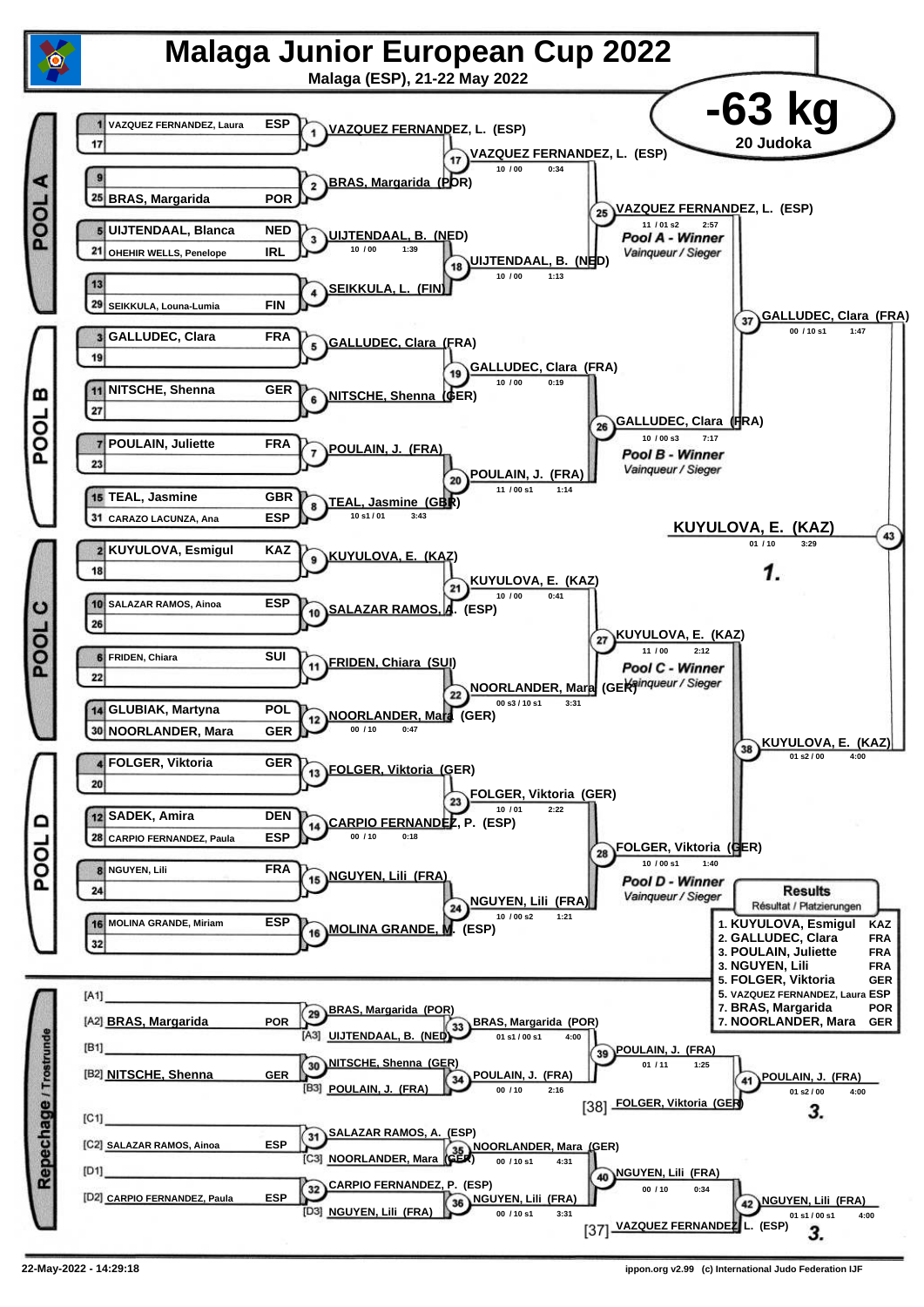# Malaga Junior European Cup 2022

**Malaga (ESP), 21-22 May 2022**

## -63 kg

20 Judoka

### POOL A

| Seed | Name | Nation |
|---|---|---|
| 1 | VAZQUEZ FERNANDEZ, Laura | ESP |
| 17 | | |
| 9 | | |
| 25 | BRAS, Margarida | POR |
| 5 | UIJTENDAAL, Blanca | NED |
| 21 | OHEHIR WELLS, Penelope | IRL |
| 13 | | |
| 29 | SEIKKULA, Louna-Lumia | FIN |

- 1: VAZQUEZ FERNANDEZ, L. (ESP)
- 2: BRAS, Margarida (POR)
- 3: UIJTENDAAL, B. (NED) — 10 / 00 — 1:39
- 4: SEIKKULA, L. (FIN)
- 17: VAZQUEZ FERNANDEZ, L. (ESP) — 10 / 00 — 0:34
- 18: UIJTENDAAL, B. (NED) — 10 / 00 — 1:13
- 25: VAZQUEZ FERNANDEZ, L. (ESP) — 11 / 01 s2 — 2:57

*Pool A - Winner*
*Vainqueur / Sieger*

### POOL B

| Seed | Name | Nation |
|---|---|---|
| 3 | GALLUDEC, Clara | FRA |
| 19 | | |
| 11 | NITSCHE, Shenna | GER |
| 27 | | |
| 7 | POULAIN, Juliette | FRA |
| 23 | | |
| 15 | TEAL, Jasmine | GBR |
| 31 | CARAZO LACUNZA, Ana | ESP |

- 5: GALLUDEC, Clara (FRA)
- 6: NITSCHE, Shenna (GER)
- 7: POULAIN, J. (FRA)
- 8: TEAL, Jasmine (GBR) — 10 s1 / 01 — 3:43
- 19: GALLUDEC, Clara (FRA) — 10 / 00 — 0:19
- 20: POULAIN, J. (FRA) — 11 / 00 s1 — 1:14
- 26: GALLUDEC, Clara (FRA) — 10 / 00 s3 — 7:17

*Pool B - Winner*
*Vainqueur / Sieger*

- 37: GALLUDEC, Clara (FRA) — 00 / 10 s1 — 1:47

### POOL C

| Seed | Name | Nation |
|---|---|---|
| 2 | KUYULOVA, Esmigul | KAZ |
| 18 | | |
| 10 | SALAZAR RAMOS, Ainoa | ESP |
| 26 | | |
| 6 | FRIDEN, Chiara | SUI |
| 22 | | |
| 14 | GLUBIAK, Martyna | POL |
| 30 | NOORLANDER, Mara | GER |

- 9: KUYULOVA, E. (KAZ)
- 10: SALAZAR RAMOS, A. (ESP)
- 11: FRIDEN, Chiara (SUI)
- 12: NOORLANDER, Mara (GER) — 00 / 10 — 0:47
- 21: KUYULOVA, E. (KAZ) — 10 / 00 — 0:41
- 22: NOORLANDER, Mara (GER) — 00 s3 / 10 s1 — 3:31
- 27: KUYULOVA, E. (KAZ) — 11 / 00 — 2:12

*Pool C - Winner*
*Vainqueur / Sieger*

### POOL D

| Seed | Name | Nation |
|---|---|---|
| 4 | FOLGER, Viktoria | GER |
| 20 | | |
| 12 | SADEK, Amira | DEN |
| 28 | CARPIO FERNANDEZ, Paula | ESP |
| 8 | NGUYEN, Lili | FRA |
| 24 | | |
| 16 | MOLINA GRANDE, Miriam | ESP |
| 32 | | |

- 13: FOLGER, Viktoria (GER)
- 14: CARPIO FERNANDEZ, P. (ESP) — 00 / 10 — 0:18
- 15: NGUYEN, Lili (FRA)
- 16: MOLINA GRANDE, M. (ESP)
- 23: FOLGER, Viktoria (GER) — 10 / 01 — 2:22
- 24: NGUYEN, Lili (FRA) — 10 / 00 s2 — 1:21
- 28: FOLGER, Viktoria (GER) — 10 / 00 s1 — 1:40

*Pool D - Winner*
*Vainqueur / Sieger*

- 38: KUYULOVA, E. (KAZ) — 01 s2 / 00 — 4:00

### Final

- 43: KUYULOVA, E. (KAZ) — 01 / 10 — 3:29

**1.**

### Repechage / Trostrunde

- [A1] —
- [A2] BRAS, Margarida (POR)
- 29: BRAS, Margarida (POR)
- [A3] UIJTENDAAL, B. (NED)
- 33: BRAS, Margarida (POR) — 01 s1 / 00 s1 — 4:00
- [B1] —
- [B2] NITSCHE, Shenna (GER)
- 30: NITSCHE, Shenna (GER)
- [B3] POULAIN, J. (FRA)
- 34: POULAIN, J. (FRA) — 00 / 10 — 2:16
- 39: POULAIN, J. (FRA) — 01 / 11 — 1:25
- [38] FOLGER, Viktoria (GER)
- 41: POULAIN, J. (FRA) — 01 s2 / 00 — 4:00 — **3.**
- [C1] —
- [C2] SALAZAR RAMOS, Ainoa (ESP)
- 31: SALAZAR RAMOS, A. (ESP)
- [C3] NOORLANDER, Mara (GER)
- 35: NOORLANDER, Mara (GER) — 00 / 10 s1 — 4:31
- [D1] —
- [D2] CARPIO FERNANDEZ, Paula (ESP)
- 32: CARPIO FERNANDEZ, P. (ESP)
- [D3] NGUYEN, Lili (FRA)
- 36: NGUYEN, Lili (FRA) — 00 / 10 s1 — 3:31
- 40: NGUYEN, Lili (FRA) — 00 / 10 — 0:34
- [37] VAZQUEZ FERNANDEZ, L. (ESP)
- 42: NGUYEN, Lili (FRA) — 01 s1 / 00 s1 — 4:00 — **3.**

### Results
Résultat / Platzierungen

| Place | Name | Nation |
|---|---|---|
| 1. | KUYULOVA, Esmigul | KAZ |
| 2. | GALLUDEC, Clara | FRA |
| 3. | POULAIN, Juliette | FRA |
| 3. | NGUYEN, Lili | FRA |
| 5. | FOLGER, Viktoria | GER |
| 5. | VAZQUEZ FERNANDEZ, Laura | ESP |
| 7. | BRAS, Margarida | POR |
| 7. | NOORLANDER, Mara | GER |

22-May-2022 - 14:29:18 — ippon.org v2.99 (c) International Judo Federation IJF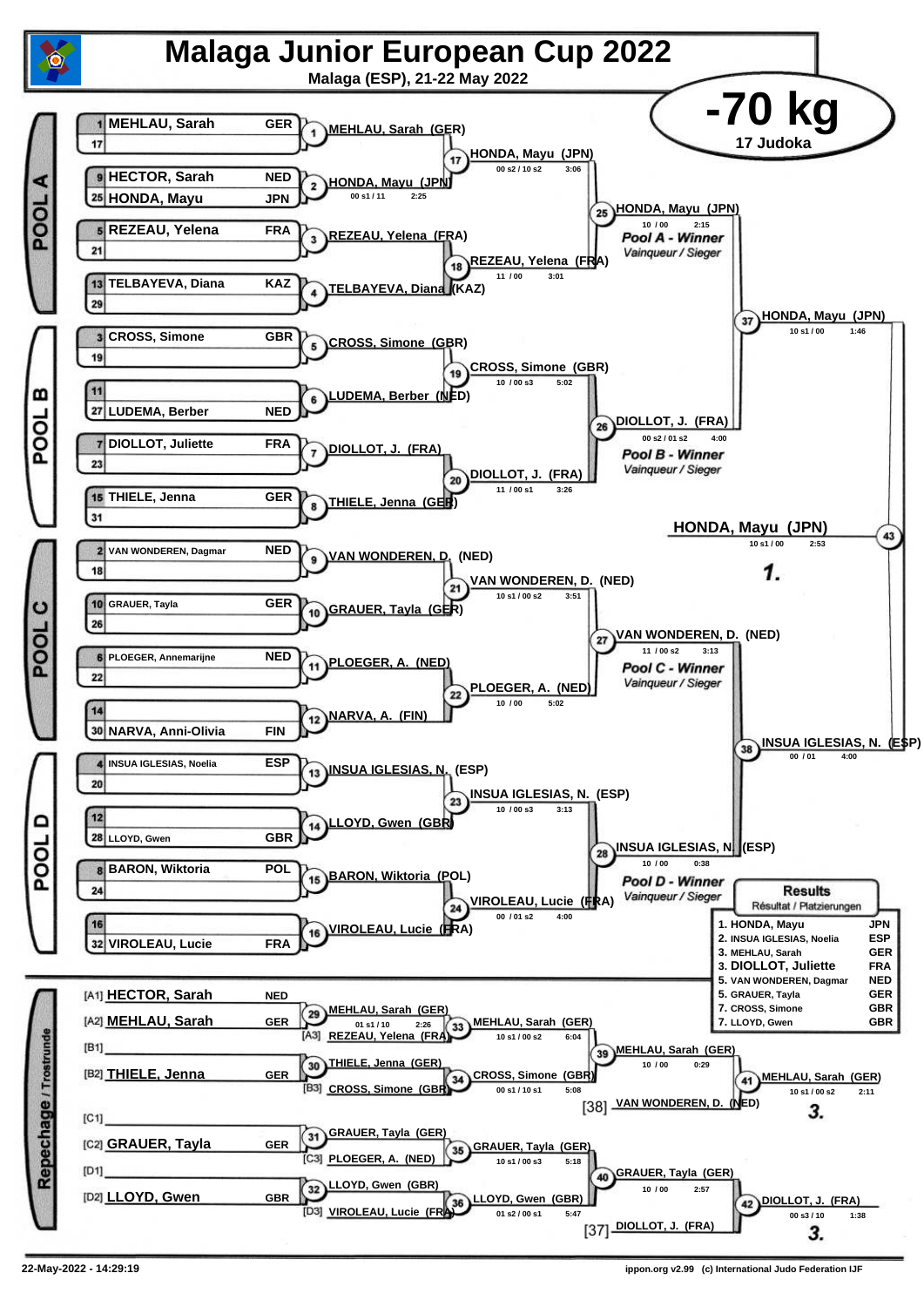# Malaga Junior European Cup 2022

**Malaga (ESP), 21-22 May 2022**

## -70 kg

17 Judoka

### POOL A

| Seed | Name | Nation |
|---|---|---|
| 1 | MEHLAU, Sarah | GER |
| 17 | | |
| 9 | HECTOR, Sarah | NED |
| 25 | HONDA, Mayu | JPN |
| 5 | REZEAU, Yelena | FRA |
| 21 | | |
| 13 | TELBAYEVA, Diana | KAZ |
| 29 | | |

- (1) MEHLAU, Sarah (GER)
- (2) HONDA, Mayu (JPN) — 00 s1 / 11 — 2:25
- (3) REZEAU, Yelena (FRA)
- (4) TELBAYEVA, Diana (KAZ)
- (17) HONDA, Mayu (JPN) — 00 s2 / 10 s2 — 3:06
- (18) REZEAU, Yelena (FRA) — 11 / 00 — 3:01
- (25) HONDA, Mayu (JPN) — 10 / 00 — 2:15 — *Pool A - Winner* / *Vainqueur / Sieger*

### POOL B

| Seed | Name | Nation |
|---|---|---|
| 3 | CROSS, Simone | GBR |
| 19 | | |
| 11 | | |
| 27 | LUDEMA, Berber | NED |
| 7 | DIOLLOT, Juliette | FRA |
| 23 | | |
| 15 | THIELE, Jenna | GER |
| 31 | | |

- (5) CROSS, Simone (GBR)
- (6) LUDEMA, Berber (NED)
- (7) DIOLLOT, J. (FRA)
- (8) THIELE, Jenna (GER)
- (19) CROSS, Simone (GBR) — 10 / 00 s3 — 5:02
- (20) DIOLLOT, J. (FRA) — 11 / 00 s1 — 3:26
- (26) DIOLLOT, J. (FRA) — 00 s2 / 01 s2 — 4:00 — *Pool B - Winner* / *Vainqueur / Sieger*

(37) HONDA, Mayu (JPN) — 10 s1 / 00 — 1:46

### POOL C

| Seed | Name | Nation |
|---|---|---|
| 2 | VAN WONDEREN, Dagmar | NED |
| 18 | | |
| 10 | GRAUER, Tayla | GER |
| 26 | | |
| 6 | PLOEGER, Annemarijne | NED |
| 22 | | |
| 14 | | |
| 30 | NARVA, Anni-Olivia | FIN |

- (9) VAN WONDEREN, D. (NED)
- (10) GRAUER, Tayla (GER)
- (11) PLOEGER, A. (NED)
- (12) NARVA, A. (FIN)
- (21) VAN WONDEREN, D. (NED) — 10 s1 / 00 s2 — 3:51
- (22) PLOEGER, A. (NED) — 10 / 00 — 5:02
- (27) VAN WONDEREN, D. (NED) — 11 / 00 s2 — 3:13 — *Pool C - Winner* / *Vainqueur / Sieger*

### POOL D

| Seed | Name | Nation |
|---|---|---|
| 4 | INSUA IGLESIAS, Noelia | ESP |
| 20 | | |
| 12 | | |
| 28 | LLOYD, Gwen | GBR |
| 8 | BARON, Wiktoria | POL |
| 24 | | |
| 16 | | |
| 32 | VIROLEAU, Lucie | FRA |

- (13) INSUA IGLESIAS, N. (ESP)
- (14) LLOYD, Gwen (GBR)
- (15) BARON, Wiktoria (POL)
- (16) VIROLEAU, Lucie (FRA)
- (23) INSUA IGLESIAS, N. (ESP) — 10 / 00 s3 — 3:13
- (24) VIROLEAU, Lucie (FRA) — 00 / 01 s2 — 4:00
- (28) INSUA IGLESIAS, N. (ESP) — 10 / 00 — 0:38 — *Pool D - Winner* / *Vainqueur / Sieger*

(38) INSUA IGLESIAS, N. (ESP) — 00 / 01 — 4:00

### Final

(43) **HONDA, Mayu (JPN)** — 10 s1 / 00 — 2:53 — **1.**

### Repechage / Trostrunde

- [A1] HECTOR, Sarah — NED
- [A2] MEHLAU, Sarah — GER
- [B1]
- [B2] THIELE, Jenna — GER
- [C1]
- [C2] GRAUER, Tayla — GER
- [D1]
- [D2] LLOYD, Gwen — GBR

- (29) MEHLAU, Sarah (GER) — 01 s1 / 10 — 2:26
- (33) MEHLAU, Sarah (GER) vs [A3] REZEAU, Yelena (FRA) — 10 s1 / 00 s2 — 6:04
- (30) THIELE, Jenna (GER)
- (34) CROSS, Simone (GBR) vs [B3] CROSS, Simone (GBR) — 00 s1 / 10 s1 — 5:08
- (39) MEHLAU, Sarah (GER) — 10 / 00 — 0:29
- (41) MEHLAU, Sarah (GER) vs [38] VAN WONDEREN, D. (NED) — 10 s1 / 00 s2 — 2:11 — **3.**
- (31) GRAUER, Tayla (GER)
- (35) GRAUER, Tayla (GER) vs [C3] PLOEGER, A. (NED) — 10 s1 / 00 s3 — 5:18
- (32) LLOYD, Gwen (GBR)
- (36) LLOYD, Gwen (GBR) vs [D3] VIROLEAU, Lucie (FRA) — 01 s2 / 00 s1 — 5:47
- (40) GRAUER, Tayla (GER) — 10 / 00 — 2:57
- (42) DIOLLOT, J. (FRA) vs [37] DIOLLOT, J. (FRA) — 00 s3 / 10 — 1:38 — **3.**

### Results / Résultat / Platzierungen

| Place | Name | Nation |
|---|---|---|
| 1. | HONDA, Mayu | JPN |
| 2. | INSUA IGLESIAS, Noelia | ESP |
| 3. | MEHLAU, Sarah | GER |
| 3. | DIOLLOT, Juliette | FRA |
| 5. | VAN WONDEREN, Dagmar | NED |
| 5. | GRAUER, Tayla | GER |
| 7. | CROSS, Simone | GBR |
| 7. | LLOYD, Gwen | GBR |

22-May-2022 - 14:29:19

ippon.org v2.99 (c) International Judo Federation IJF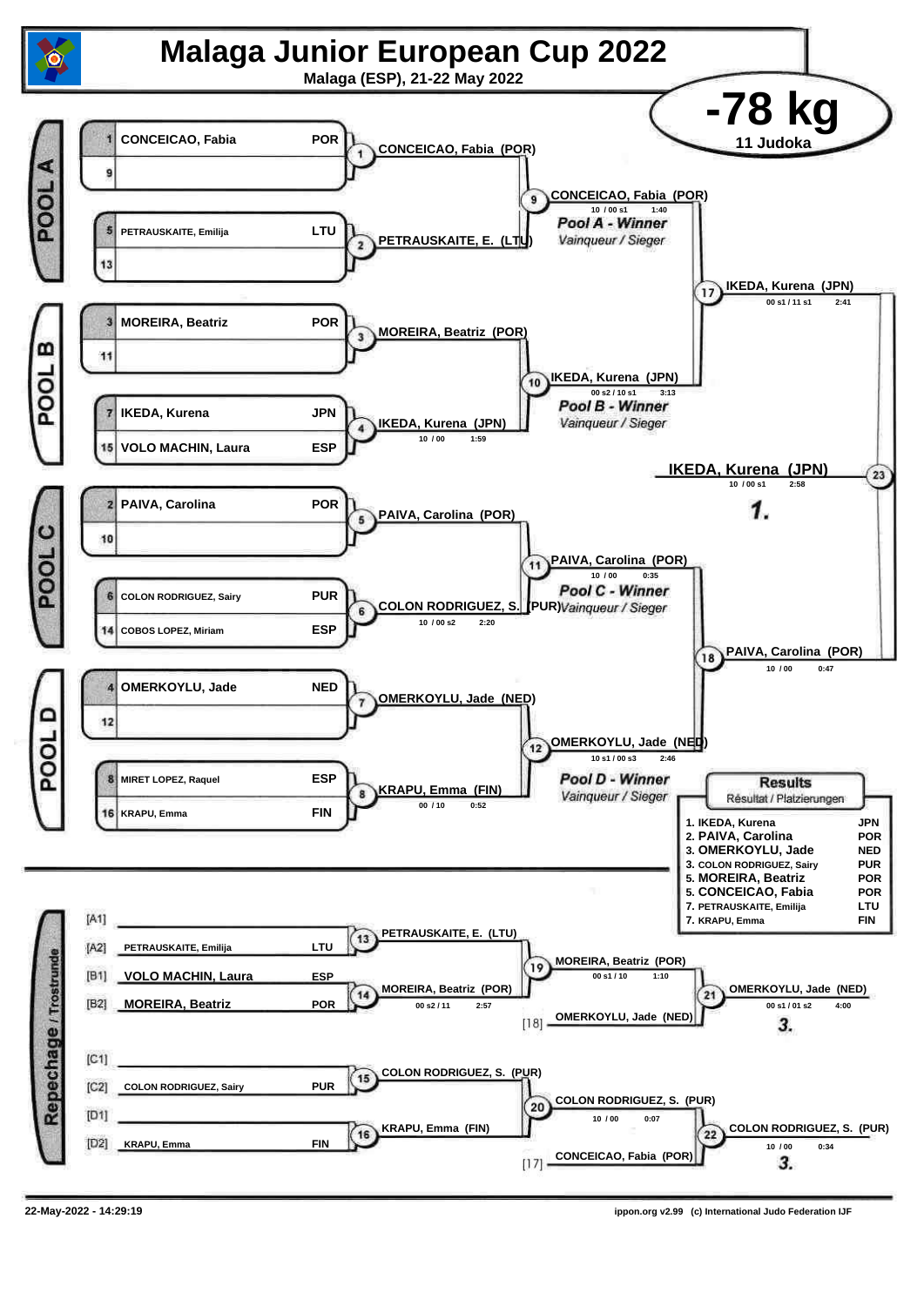# Malaga Junior European Cup 2022

**Malaga (ESP), 21-22 May 2022**

## -78 kg

11 Judoka

### POOL A

| Seed | Name | Country |
|---|---|---|
| 1 | CONCEICAO, Fabia | POR |
| 9 | | |
| 5 | PETRAUSKAITE, Emilija | LTU |
| 13 | | |

- 1: CONCEICAO, Fabia (POR)
- 2: PETRAUSKAITE, E. (LTU)
- 9: CONCEICAO, Fabia (POR) — 10 / 00 s1 — 1:40

*Pool A - Winner* / Vainqueur / Sieger

### POOL B

| Seed | Name | Country |
|---|---|---|
| 3 | MOREIRA, Beatriz | POR |
| 11 | | |
| 7 | IKEDA, Kurena | JPN |
| 15 | VOLO MACHIN, Laura | ESP |

- 3: MOREIRA, Beatriz (POR)
- 4: IKEDA, Kurena (JPN) — 10 / 00 — 1:59
- 10: IKEDA, Kurena (JPN) — 00 s2 / 10 s1 — 3:13

*Pool B - Winner* / Vainqueur / Sieger

- 17: IKEDA, Kurena (JPN) — 00 s1 / 11 s1 — 2:41

### POOL C

| Seed | Name | Country |
|---|---|---|
| 2 | PAIVA, Carolina | POR |
| 10 | | |
| 6 | COLON RODRIGUEZ, Sairy | PUR |
| 14 | COBOS LOPEZ, Miriam | ESP |

- 5: PAIVA, Carolina (POR)
- 6: COLON RODRIGUEZ, S. (PUR) — 10 / 00 s2 — 2:20
- 11: PAIVA, Carolina (POR) — 10 / 00 — 0:35

*Pool C - Winner* / Vainqueur / Sieger

### POOL D

| Seed | Name | Country |
|---|---|---|
| 4 | OMERKOYLU, Jade | NED |
| 12 | | |
| 8 | MIRET LOPEZ, Raquel | ESP |
| 16 | KRAPU, Emma | FIN |

- 7: OMERKOYLU, Jade (NED)
- 8: KRAPU, Emma (FIN) — 00 / 10 — 0:52
- 12: OMERKOYLU, Jade (NED) — 10 s1 / 00 s3 — 2:46

*Pool D - Winner* / Vainqueur / Sieger

- 18: PAIVA, Carolina (POR) — 10 / 00 — 0:47

### Final

- 23: IKEDA, Kurena (JPN) — 10 / 00 s1 — 2:58 — **1.**

### Repechage / Trostrunde

| Slot | Name | Country |
|---|---|---|
| [A1] | | |
| [A2] | PETRAUSKAITE, Emilija | LTU |
| [B1] | VOLO MACHIN, Laura | ESP |
| [B2] | MOREIRA, Beatriz | POR |
| [C1] | | |
| [C2] | COLON RODRIGUEZ, Sairy | PUR |
| [D1] | | |
| [D2] | KRAPU, Emma | FIN |

- 13: PETRAUSKAITE, E. (LTU)
- 14: MOREIRA, Beatriz (POR) — 00 s2 / 11 — 2:57
- 19: MOREIRA, Beatriz (POR) — 00 s1 / 10 — 1:10
- [18] OMERKOYLU, Jade (NED)
- 21: OMERKOYLU, Jade (NED) — 00 s1 / 01 s2 — 4:00 — **3.**
- 15: COLON RODRIGUEZ, S. (PUR)
- 16: KRAPU, Emma (FIN)
- 20: COLON RODRIGUEZ, S. (PUR) — 10 / 00 — 0:07
- [17] CONCEICAO, Fabia (POR)
- 22: COLON RODRIGUEZ, S. (PUR) — 10 / 00 — 0:34 — **3.**

### Results

Résultat / Platzierungen

| Place | Name | Country |
|---|---|---|
| 1. | IKEDA, Kurena | JPN |
| 2. | PAIVA, Carolina | POR |
| 3. | OMERKOYLU, Jade | NED |
| 3. | COLON RODRIGUEZ, Sairy | PUR |
| 5. | MOREIRA, Beatriz | POR |
| 5. | CONCEICAO, Fabia | POR |
| 7. | PETRAUSKAITE, Emilija | LTU |
| 7. | KRAPU, Emma | FIN |

22-May-2022 - 14:29:19

ippon.org v2.99 (c) International Judo Federation IJF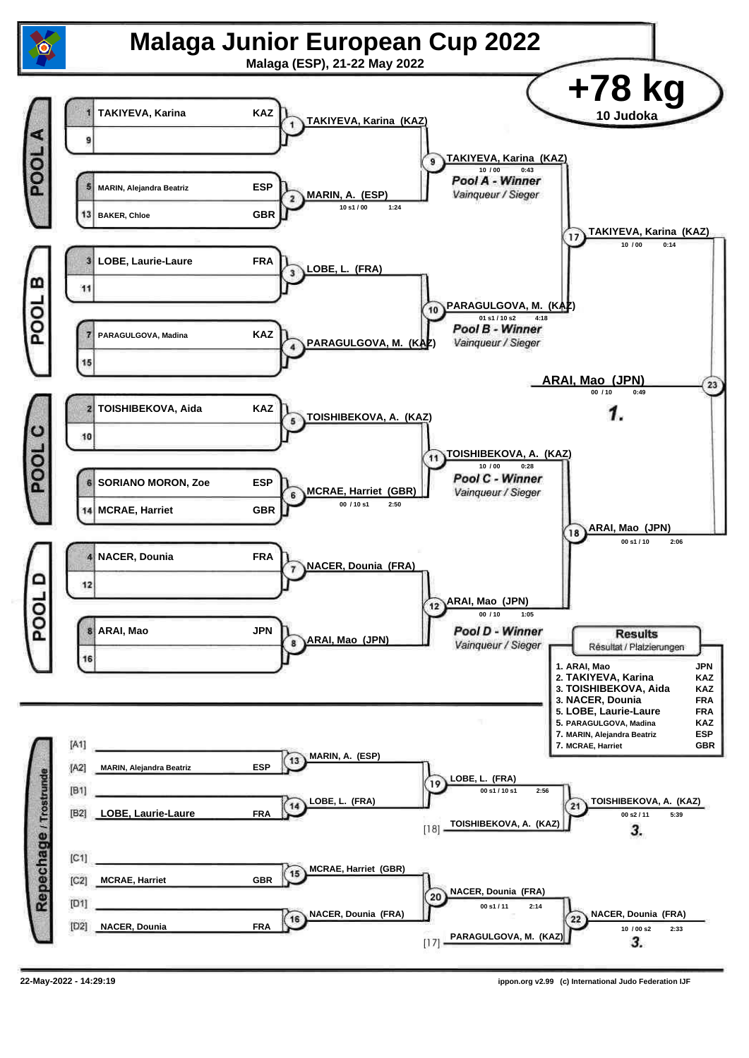# Malaga Junior European Cup 2022

Malaga (ESP), 21-22 May 2022

## +78 kg

10 Judoka

### POOL A

| Seed | Name | Country |
|---|---|---|
| 1 | TAKIYEVA, Karina | KAZ |
| 9 | | |
| 5 | MARIN, Alejandra Beatriz | ESP |
| 13 | BAKER, Chloe | GBR |

1. TAKIYEVA, Karina (KAZ)
2. MARIN, A. (ESP) — 10 s1 / 00 1:24
9. TAKIYEVA, Karina (KAZ) — 10 / 00 0:43

*Pool A - Winner*
*Vainqueur / Sieger*

### POOL B

| Seed | Name | Country |
|---|---|---|
| 3 | LOBE, Laurie-Laure | FRA |
| 11 | | |
| 7 | PARAGULGOVA, Madina | KAZ |
| 15 | | |

3. LOBE, L. (FRA)
4. PARAGULGOVA, M. (KAZ)
10. PARAGULGOVA, M. (KAZ) — 01 s1 / 10 s2 4:18

*Pool B - Winner*
*Vainqueur / Sieger*

17. TAKIYEVA, Karina (KAZ) — 10 / 00 0:14

### POOL C

| Seed | Name | Country |
|---|---|---|
| 2 | TOISHIBEKOVA, Aida | KAZ |
| 10 | | |
| 6 | SORIANO MORON, Zoe | ESP |
| 14 | MCRAE, Harriet | GBR |

5. TOISHIBEKOVA, A. (KAZ)
6. MCRAE, Harriet (GBR) — 00 / 10 s1 2:50
11. TOISHIBEKOVA, A. (KAZ) — 10 / 00 0:28

*Pool C - Winner*
*Vainqueur / Sieger*

### POOL D

| Seed | Name | Country |
|---|---|---|
| 4 | NACER, Dounia | FRA |
| 12 | | |
| 8 | ARAI, Mao | JPN |
| 16 | | |

7. NACER, Dounia (FRA)
8. ARAI, Mao (JPN)
12. ARAI, Mao (JPN) — 00 / 10 1:05

*Pool D - Winner*
*Vainqueur / Sieger*

18. ARAI, Mao (JPN) — 00 s1 / 10 2:06

23. ARAI, Mao (JPN) — 00 / 10 0:49

**1.**

### Repechage / Trostrunde

| | Name | Country |
|---|---|---|
| [A1] | | |
| [A2] | MARIN, Alejandra Beatriz | ESP |
| [B1] | | |
| [B2] | LOBE, Laurie-Laure | FRA |
| [C1] | | |
| [C2] | MCRAE, Harriet | GBR |
| [D1] | | |
| [D2] | NACER, Dounia | FRA |

13. MARIN, A. (ESP)
14. LOBE, L. (FRA)
19. LOBE, L. (FRA) — 00 s1 / 10 s1 2:56
[18] TOISHIBEKOVA, A. (KAZ)
21. TOISHIBEKOVA, A. (KAZ) — 00 s2 / 11 5:39 — **3.**

15. MCRAE, Harriet (GBR)
16. NACER, Dounia (FRA)
20. NACER, Dounia (FRA) — 00 s1 / 11 2:14
[17] PARAGULGOVA, M. (KAZ)
22. NACER, Dounia (FRA) — 10 / 00 s2 2:33 — **3.**

### Results

Résultat / Platzierungen

| Place | Name | Country |
|---|---|---|
| 1. | ARAI, Mao | JPN |
| 2. | TAKIYEVA, Karina | KAZ |
| 3. | TOISHIBEKOVA, Aida | KAZ |
| 3. | NACER, Dounia | FRA |
| 5. | LOBE, Laurie-Laure | FRA |
| 5. | PARAGULGOVA, Madina | KAZ |
| 7. | MARIN, Alejandra Beatriz | ESP |
| 7. | MCRAE, Harriet | GBR |

22-May-2022 - 14:29:19

ippon.org v2.99 (c) International Judo Federation IJF